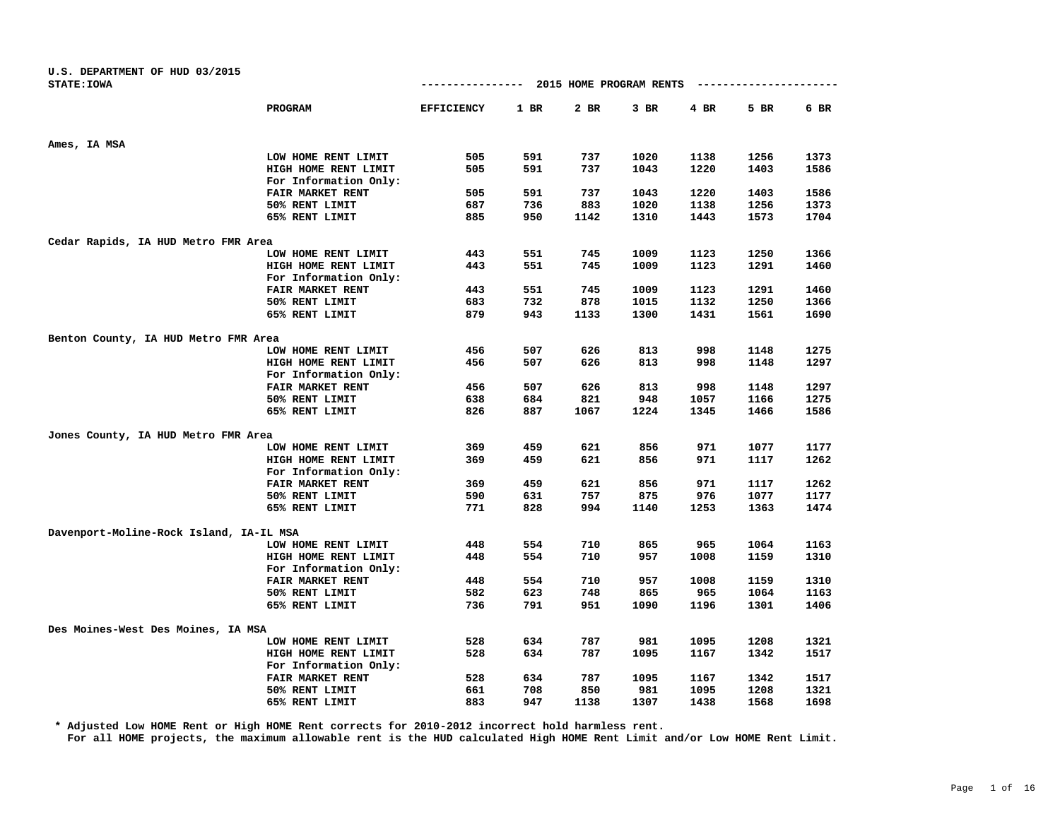U.S. DEPARTMENT OF HUD 03/2015
STATE:IOWA

## 2015 HOME PROGRAM RENTS

| | PROGRAM | EFFICIENCY | 1 BR | 2 BR | 3 BR | 4 BR | 5 BR | 6 BR |
|---|---|---|---|---|---|---|---|---|
| **Ames, IA MSA** | | | | | | | | |
| | LOW HOME RENT LIMIT | 505 | 591 | 737 | 1020 | 1138 | 1256 | 1373 |
| | HIGH HOME RENT LIMIT | 505 | 591 | 737 | 1043 | 1220 | 1403 | 1586 |
| | For Information Only: | | | | | | | |
| | FAIR MARKET RENT | 505 | 591 | 737 | 1043 | 1220 | 1403 | 1586 |
| | 50% RENT LIMIT | 687 | 736 | 883 | 1020 | 1138 | 1256 | 1373 |
| | 65% RENT LIMIT | 885 | 950 | 1142 | 1310 | 1443 | 1573 | 1704 |
| **Cedar Rapids, IA HUD Metro FMR Area** | | | | | | | | |
| | LOW HOME RENT LIMIT | 443 | 551 | 745 | 1009 | 1123 | 1250 | 1366 |
| | HIGH HOME RENT LIMIT | 443 | 551 | 745 | 1009 | 1123 | 1291 | 1460 |
| | For Information Only: | | | | | | | |
| | FAIR MARKET RENT | 443 | 551 | 745 | 1009 | 1123 | 1291 | 1460 |
| | 50% RENT LIMIT | 683 | 732 | 878 | 1015 | 1132 | 1250 | 1366 |
| | 65% RENT LIMIT | 879 | 943 | 1133 | 1300 | 1431 | 1561 | 1690 |
| **Benton County, IA HUD Metro FMR Area** | | | | | | | | |
| | LOW HOME RENT LIMIT | 456 | 507 | 626 | 813 | 998 | 1148 | 1275 |
| | HIGH HOME RENT LIMIT | 456 | 507 | 626 | 813 | 998 | 1148 | 1297 |
| | For Information Only: | | | | | | | |
| | FAIR MARKET RENT | 456 | 507 | 626 | 813 | 998 | 1148 | 1297 |
| | 50% RENT LIMIT | 638 | 684 | 821 | 948 | 1057 | 1166 | 1275 |
| | 65% RENT LIMIT | 826 | 887 | 1067 | 1224 | 1345 | 1466 | 1586 |
| **Jones County, IA HUD Metro FMR Area** | | | | | | | | |
| | LOW HOME RENT LIMIT | 369 | 459 | 621 | 856 | 971 | 1077 | 1177 |
| | HIGH HOME RENT LIMIT | 369 | 459 | 621 | 856 | 971 | 1117 | 1262 |
| | For Information Only: | | | | | | | |
| | FAIR MARKET RENT | 369 | 459 | 621 | 856 | 971 | 1117 | 1262 |
| | 50% RENT LIMIT | 590 | 631 | 757 | 875 | 976 | 1077 | 1177 |
| | 65% RENT LIMIT | 771 | 828 | 994 | 1140 | 1253 | 1363 | 1474 |
| **Davenport-Moline-Rock Island, IA-IL MSA** | | | | | | | | |
| | LOW HOME RENT LIMIT | 448 | 554 | 710 | 865 | 965 | 1064 | 1163 |
| | HIGH HOME RENT LIMIT | 448 | 554 | 710 | 957 | 1008 | 1159 | 1310 |
| | For Information Only: | | | | | | | |
| | FAIR MARKET RENT | 448 | 554 | 710 | 957 | 1008 | 1159 | 1310 |
| | 50% RENT LIMIT | 582 | 623 | 748 | 865 | 965 | 1064 | 1163 |
| | 65% RENT LIMIT | 736 | 791 | 951 | 1090 | 1196 | 1301 | 1406 |
| **Des Moines-West Des Moines, IA MSA** | | | | | | | | |
| | LOW HOME RENT LIMIT | 528 | 634 | 787 | 981 | 1095 | 1208 | 1321 |
| | HIGH HOME RENT LIMIT | 528 | 634 | 787 | 1095 | 1167 | 1342 | 1517 |
| | For Information Only: | | | | | | | |
| | FAIR MARKET RENT | 528 | 634 | 787 | 1095 | 1167 | 1342 | 1517 |
| | 50% RENT LIMIT | 661 | 708 | 850 | 981 | 1095 | 1208 | 1321 |
| | 65% RENT LIMIT | 883 | 947 | 1138 | 1307 | 1438 | 1568 | 1698 |

* Adjusted Low HOME Rent or High HOME Rent corrects for 2010-2012 incorrect hold harmless rent.
For all HOME projects, the maximum allowable rent is the HUD calculated High HOME Rent Limit and/or Low HOME Rent Limit.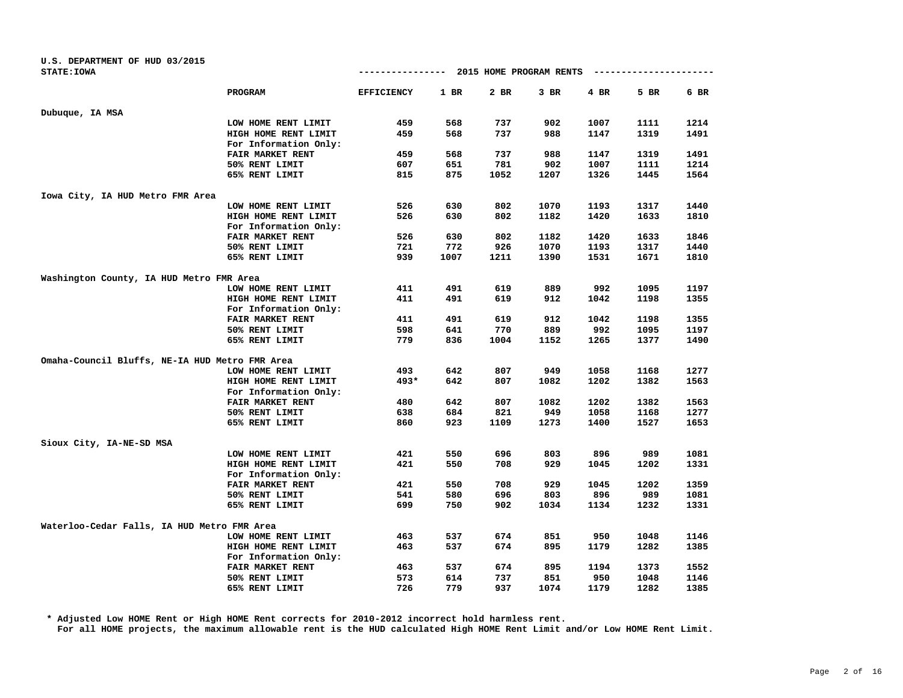U.S. DEPARTMENT OF HUD 03/2015
STATE:IOWA

## 2015 HOME PROGRAM RENTS

| | PROGRAM | EFFICIENCY | 1 BR | 2 BR | 3 BR | 4 BR | 5 BR | 6 BR |
|---|---|---|---|---|---|---|---|---|
| **Dubuque, IA MSA** | | | | | | | | |
| | LOW HOME RENT LIMIT | 459 | 568 | 737 | 902 | 1007 | 1111 | 1214 |
| | HIGH HOME RENT LIMIT | 459 | 568 | 737 | 988 | 1147 | 1319 | 1491 |
| | For Information Only: | | | | | | | |
| | FAIR MARKET RENT | 459 | 568 | 737 | 988 | 1147 | 1319 | 1491 |
| | 50% RENT LIMIT | 607 | 651 | 781 | 902 | 1007 | 1111 | 1214 |
| | 65% RENT LIMIT | 815 | 875 | 1052 | 1207 | 1326 | 1445 | 1564 |
| **Iowa City, IA HUD Metro FMR Area** | | | | | | | | |
| | LOW HOME RENT LIMIT | 526 | 630 | 802 | 1070 | 1193 | 1317 | 1440 |
| | HIGH HOME RENT LIMIT | 526 | 630 | 802 | 1182 | 1420 | 1633 | 1810 |
| | For Information Only: | | | | | | | |
| | FAIR MARKET RENT | 526 | 630 | 802 | 1182 | 1420 | 1633 | 1846 |
| | 50% RENT LIMIT | 721 | 772 | 926 | 1070 | 1193 | 1317 | 1440 |
| | 65% RENT LIMIT | 939 | 1007 | 1211 | 1390 | 1531 | 1671 | 1810 |
| **Washington County, IA HUD Metro FMR Area** | | | | | | | | |
| | LOW HOME RENT LIMIT | 411 | 491 | 619 | 889 | 992 | 1095 | 1197 |
| | HIGH HOME RENT LIMIT | 411 | 491 | 619 | 912 | 1042 | 1198 | 1355 |
| | For Information Only: | | | | | | | |
| | FAIR MARKET RENT | 411 | 491 | 619 | 912 | 1042 | 1198 | 1355 |
| | 50% RENT LIMIT | 598 | 641 | 770 | 889 | 992 | 1095 | 1197 |
| | 65% RENT LIMIT | 779 | 836 | 1004 | 1152 | 1265 | 1377 | 1490 |
| **Omaha-Council Bluffs, NE-IA HUD Metro FMR Area** | | | | | | | | |
| | LOW HOME RENT LIMIT | 493 | 642 | 807 | 949 | 1058 | 1168 | 1277 |
| | HIGH HOME RENT LIMIT | 493* | 642 | 807 | 1082 | 1202 | 1382 | 1563 |
| | For Information Only: | | | | | | | |
| | FAIR MARKET RENT | 480 | 642 | 807 | 1082 | 1202 | 1382 | 1563 |
| | 50% RENT LIMIT | 638 | 684 | 821 | 949 | 1058 | 1168 | 1277 |
| | 65% RENT LIMIT | 860 | 923 | 1109 | 1273 | 1400 | 1527 | 1653 |
| **Sioux City, IA-NE-SD MSA** | | | | | | | | |
| | LOW HOME RENT LIMIT | 421 | 550 | 696 | 803 | 896 | 989 | 1081 |
| | HIGH HOME RENT LIMIT | 421 | 550 | 708 | 929 | 1045 | 1202 | 1331 |
| | For Information Only: | | | | | | | |
| | FAIR MARKET RENT | 421 | 550 | 708 | 929 | 1045 | 1202 | 1359 |
| | 50% RENT LIMIT | 541 | 580 | 696 | 803 | 896 | 989 | 1081 |
| | 65% RENT LIMIT | 699 | 750 | 902 | 1034 | 1134 | 1232 | 1331 |
| **Waterloo-Cedar Falls, IA HUD Metro FMR Area** | | | | | | | | |
| | LOW HOME RENT LIMIT | 463 | 537 | 674 | 851 | 950 | 1048 | 1146 |
| | HIGH HOME RENT LIMIT | 463 | 537 | 674 | 895 | 1179 | 1282 | 1385 |
| | For Information Only: | | | | | | | |
| | FAIR MARKET RENT | 463 | 537 | 674 | 895 | 1194 | 1373 | 1552 |
| | 50% RENT LIMIT | 573 | 614 | 737 | 851 | 950 | 1048 | 1146 |
| | 65% RENT LIMIT | 726 | 779 | 937 | 1074 | 1179 | 1282 | 1385 |

\* Adjusted Low HOME Rent or High HOME Rent corrects for 2010-2012 incorrect hold harmless rent.
For all HOME projects, the maximum allowable rent is the HUD calculated High HOME Rent Limit and/or Low HOME Rent Limit.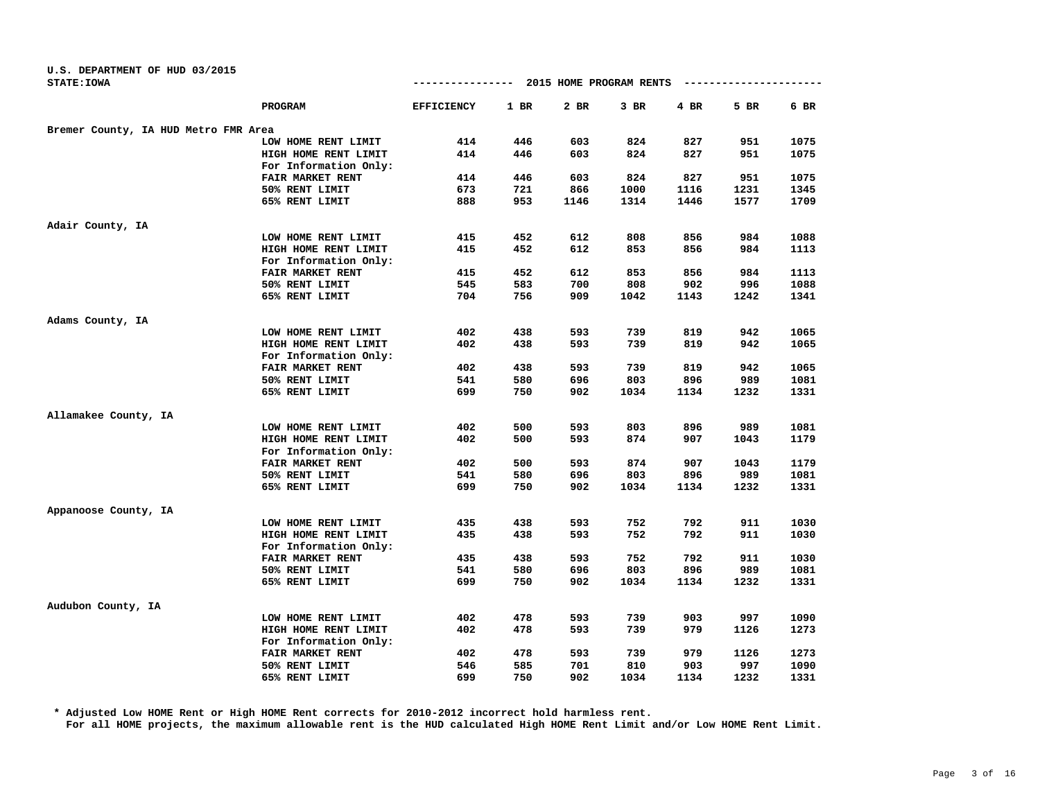U.S. DEPARTMENT OF HUD 03/2015
STATE:IOWA

## 2015 HOME PROGRAM RENTS

| | PROGRAM | EFFICIENCY | 1 BR | 2 BR | 3 BR | 4 BR | 5 BR | 6 BR |
|---|---|---|---|---|---|---|---|---|
| Bremer County, IA HUD Metro FMR Area | | | | | | | | |
| | LOW HOME RENT LIMIT | 414 | 446 | 603 | 824 | 827 | 951 | 1075 |
| | HIGH HOME RENT LIMIT | 414 | 446 | 603 | 824 | 827 | 951 | 1075 |
| | For Information Only: | | | | | | | |
| | FAIR MARKET RENT | 414 | 446 | 603 | 824 | 827 | 951 | 1075 |
| | 50% RENT LIMIT | 673 | 721 | 866 | 1000 | 1116 | 1231 | 1345 |
| | 65% RENT LIMIT | 888 | 953 | 1146 | 1314 | 1446 | 1577 | 1709 |
| Adair County, IA | | | | | | | | |
| | LOW HOME RENT LIMIT | 415 | 452 | 612 | 808 | 856 | 984 | 1088 |
| | HIGH HOME RENT LIMIT | 415 | 452 | 612 | 853 | 856 | 984 | 1113 |
| | For Information Only: | | | | | | | |
| | FAIR MARKET RENT | 415 | 452 | 612 | 853 | 856 | 984 | 1113 |
| | 50% RENT LIMIT | 545 | 583 | 700 | 808 | 902 | 996 | 1088 |
| | 65% RENT LIMIT | 704 | 756 | 909 | 1042 | 1143 | 1242 | 1341 |
| Adams County, IA | | | | | | | | |
| | LOW HOME RENT LIMIT | 402 | 438 | 593 | 739 | 819 | 942 | 1065 |
| | HIGH HOME RENT LIMIT | 402 | 438 | 593 | 739 | 819 | 942 | 1065 |
| | For Information Only: | | | | | | | |
| | FAIR MARKET RENT | 402 | 438 | 593 | 739 | 819 | 942 | 1065 |
| | 50% RENT LIMIT | 541 | 580 | 696 | 803 | 896 | 989 | 1081 |
| | 65% RENT LIMIT | 699 | 750 | 902 | 1034 | 1134 | 1232 | 1331 |
| Allamakee County, IA | | | | | | | | |
| | LOW HOME RENT LIMIT | 402 | 500 | 593 | 803 | 896 | 989 | 1081 |
| | HIGH HOME RENT LIMIT | 402 | 500 | 593 | 874 | 907 | 1043 | 1179 |
| | For Information Only: | | | | | | | |
| | FAIR MARKET RENT | 402 | 500 | 593 | 874 | 907 | 1043 | 1179 |
| | 50% RENT LIMIT | 541 | 580 | 696 | 803 | 896 | 989 | 1081 |
| | 65% RENT LIMIT | 699 | 750 | 902 | 1034 | 1134 | 1232 | 1331 |
| Appanoose County, IA | | | | | | | | |
| | LOW HOME RENT LIMIT | 435 | 438 | 593 | 752 | 792 | 911 | 1030 |
| | HIGH HOME RENT LIMIT | 435 | 438 | 593 | 752 | 792 | 911 | 1030 |
| | For Information Only: | | | | | | | |
| | FAIR MARKET RENT | 435 | 438 | 593 | 752 | 792 | 911 | 1030 |
| | 50% RENT LIMIT | 541 | 580 | 696 | 803 | 896 | 989 | 1081 |
| | 65% RENT LIMIT | 699 | 750 | 902 | 1034 | 1134 | 1232 | 1331 |
| Audubon County, IA | | | | | | | | |
| | LOW HOME RENT LIMIT | 402 | 478 | 593 | 739 | 903 | 997 | 1090 |
| | HIGH HOME RENT LIMIT | 402 | 478 | 593 | 739 | 979 | 1126 | 1273 |
| | For Information Only: | | | | | | | |
| | FAIR MARKET RENT | 402 | 478 | 593 | 739 | 979 | 1126 | 1273 |
| | 50% RENT LIMIT | 546 | 585 | 701 | 810 | 903 | 997 | 1090 |
| | 65% RENT LIMIT | 699 | 750 | 902 | 1034 | 1134 | 1232 | 1331 |

* Adjusted Low HOME Rent or High HOME Rent corrects for 2010-2012 incorrect hold harmless rent.
For all HOME projects, the maximum allowable rent is the HUD calculated High HOME Rent Limit and/or Low HOME Rent Limit.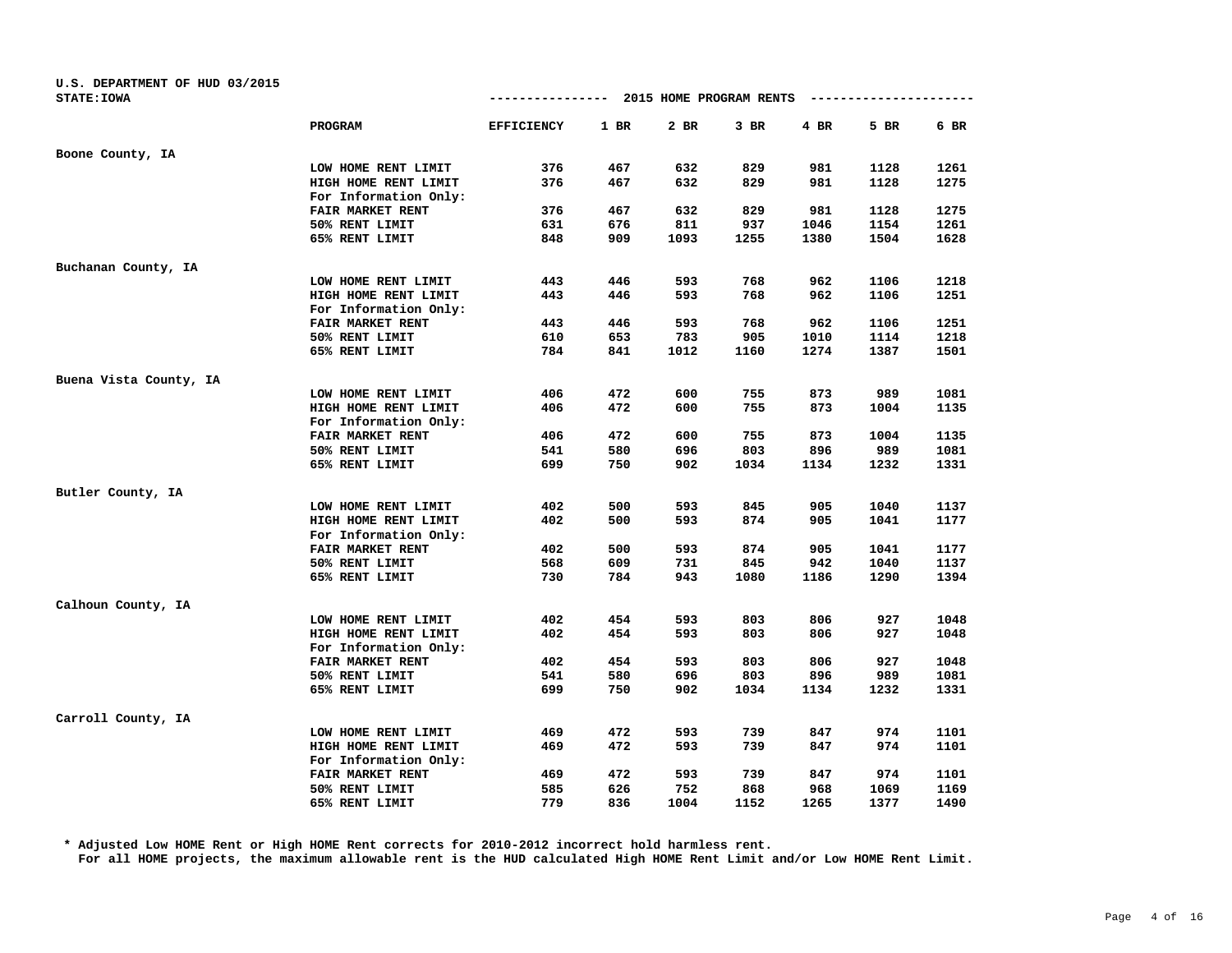U.S. DEPARTMENT OF HUD 03/2015
STATE:IOWA

## 2015 HOME PROGRAM RENTS

| | PROGRAM | EFFICIENCY | 1 BR | 2 BR | 3 BR | 4 BR | 5 BR | 6 BR |
|---|---|---|---|---|---|---|---|---|
| Boone County, IA | | | | | | | | |
| | LOW HOME RENT LIMIT | 376 | 467 | 632 | 829 | 981 | 1128 | 1261 |
| | HIGH HOME RENT LIMIT | 376 | 467 | 632 | 829 | 981 | 1128 | 1275 |
| | For Information Only: | | | | | | | |
| | FAIR MARKET RENT | 376 | 467 | 632 | 829 | 981 | 1128 | 1275 |
| | 50% RENT LIMIT | 631 | 676 | 811 | 937 | 1046 | 1154 | 1261 |
| | 65% RENT LIMIT | 848 | 909 | 1093 | 1255 | 1380 | 1504 | 1628 |
| Buchanan County, IA | | | | | | | | |
| | LOW HOME RENT LIMIT | 443 | 446 | 593 | 768 | 962 | 1106 | 1218 |
| | HIGH HOME RENT LIMIT | 443 | 446 | 593 | 768 | 962 | 1106 | 1251 |
| | For Information Only: | | | | | | | |
| | FAIR MARKET RENT | 443 | 446 | 593 | 768 | 962 | 1106 | 1251 |
| | 50% RENT LIMIT | 610 | 653 | 783 | 905 | 1010 | 1114 | 1218 |
| | 65% RENT LIMIT | 784 | 841 | 1012 | 1160 | 1274 | 1387 | 1501 |
| Buena Vista County, IA | | | | | | | | |
| | LOW HOME RENT LIMIT | 406 | 472 | 600 | 755 | 873 | 989 | 1081 |
| | HIGH HOME RENT LIMIT | 406 | 472 | 600 | 755 | 873 | 1004 | 1135 |
| | For Information Only: | | | | | | | |
| | FAIR MARKET RENT | 406 | 472 | 600 | 755 | 873 | 1004 | 1135 |
| | 50% RENT LIMIT | 541 | 580 | 696 | 803 | 896 | 989 | 1081 |
| | 65% RENT LIMIT | 699 | 750 | 902 | 1034 | 1134 | 1232 | 1331 |
| Butler County, IA | | | | | | | | |
| | LOW HOME RENT LIMIT | 402 | 500 | 593 | 845 | 905 | 1040 | 1137 |
| | HIGH HOME RENT LIMIT | 402 | 500 | 593 | 874 | 905 | 1041 | 1177 |
| | For Information Only: | | | | | | | |
| | FAIR MARKET RENT | 402 | 500 | 593 | 874 | 905 | 1041 | 1177 |
| | 50% RENT LIMIT | 568 | 609 | 731 | 845 | 942 | 1040 | 1137 |
| | 65% RENT LIMIT | 730 | 784 | 943 | 1080 | 1186 | 1290 | 1394 |
| Calhoun County, IA | | | | | | | | |
| | LOW HOME RENT LIMIT | 402 | 454 | 593 | 803 | 806 | 927 | 1048 |
| | HIGH HOME RENT LIMIT | 402 | 454 | 593 | 803 | 806 | 927 | 1048 |
| | For Information Only: | | | | | | | |
| | FAIR MARKET RENT | 402 | 454 | 593 | 803 | 806 | 927 | 1048 |
| | 50% RENT LIMIT | 541 | 580 | 696 | 803 | 896 | 989 | 1081 |
| | 65% RENT LIMIT | 699 | 750 | 902 | 1034 | 1134 | 1232 | 1331 |
| Carroll County, IA | | | | | | | | |
| | LOW HOME RENT LIMIT | 469 | 472 | 593 | 739 | 847 | 974 | 1101 |
| | HIGH HOME RENT LIMIT | 469 | 472 | 593 | 739 | 847 | 974 | 1101 |
| | For Information Only: | | | | | | | |
| | FAIR MARKET RENT | 469 | 472 | 593 | 739 | 847 | 974 | 1101 |
| | 50% RENT LIMIT | 585 | 626 | 752 | 868 | 968 | 1069 | 1169 |
| | 65% RENT LIMIT | 779 | 836 | 1004 | 1152 | 1265 | 1377 | 1490 |

\* Adjusted Low HOME Rent or High HOME Rent corrects for 2010-2012 incorrect hold harmless rent.
For all HOME projects, the maximum allowable rent is the HUD calculated High HOME Rent Limit and/or Low HOME Rent Limit.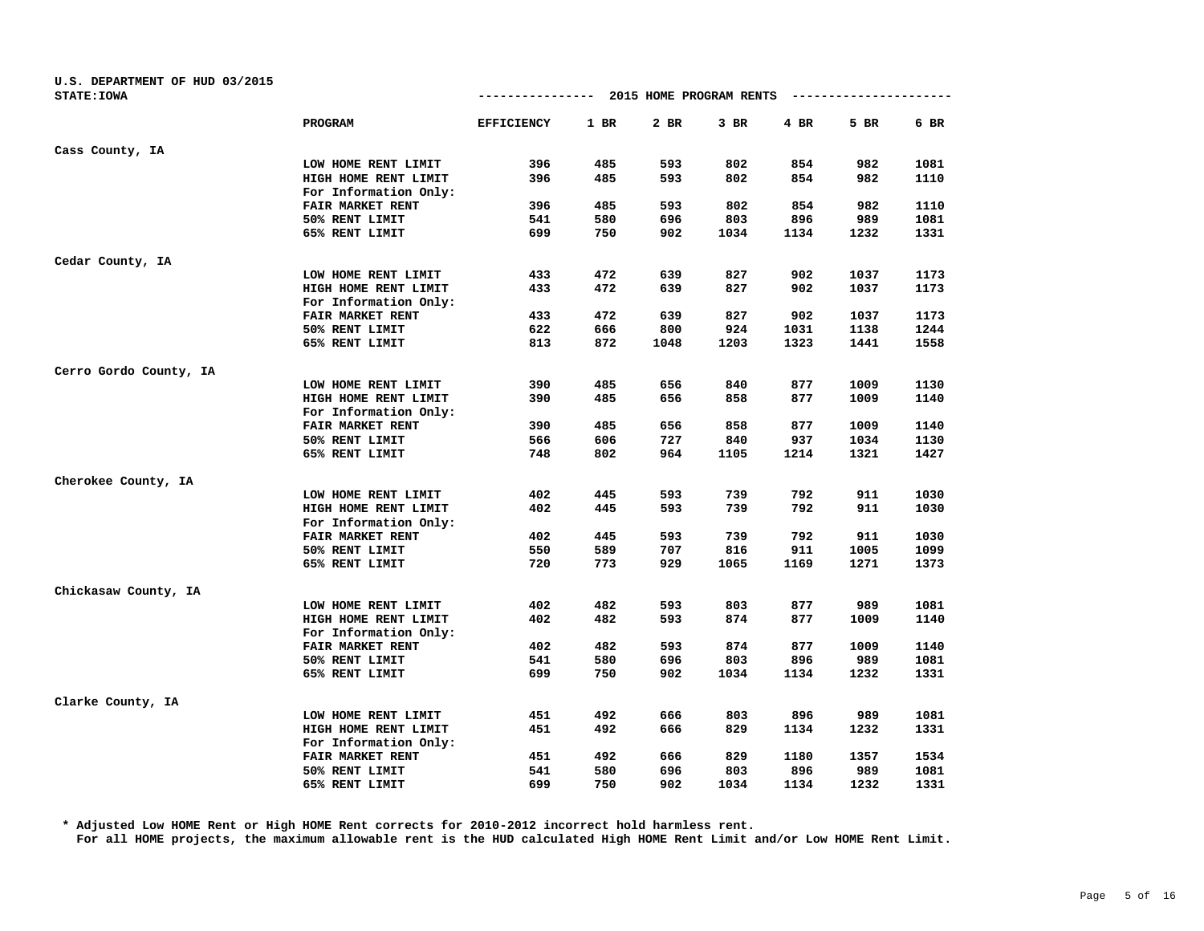U.S. DEPARTMENT OF HUD 03/2015
STATE:IOWA

## 2015 HOME PROGRAM RENTS

| | PROGRAM | EFFICIENCY | 1 BR | 2 BR | 3 BR | 4 BR | 5 BR | 6 BR |
|---|---|---|---|---|---|---|---|---|
| Cass County, IA | | | | | | | | |
| | LOW HOME RENT LIMIT | 396 | 485 | 593 | 802 | 854 | 982 | 1081 |
| | HIGH HOME RENT LIMIT | 396 | 485 | 593 | 802 | 854 | 982 | 1110 |
| | For Information Only: | | | | | | | |
| | FAIR MARKET RENT | 396 | 485 | 593 | 802 | 854 | 982 | 1110 |
| | 50% RENT LIMIT | 541 | 580 | 696 | 803 | 896 | 989 | 1081 |
| | 65% RENT LIMIT | 699 | 750 | 902 | 1034 | 1134 | 1232 | 1331 |
| Cedar County, IA | | | | | | | | |
| | LOW HOME RENT LIMIT | 433 | 472 | 639 | 827 | 902 | 1037 | 1173 |
| | HIGH HOME RENT LIMIT | 433 | 472 | 639 | 827 | 902 | 1037 | 1173 |
| | For Information Only: | | | | | | | |
| | FAIR MARKET RENT | 433 | 472 | 639 | 827 | 902 | 1037 | 1173 |
| | 50% RENT LIMIT | 622 | 666 | 800 | 924 | 1031 | 1138 | 1244 |
| | 65% RENT LIMIT | 813 | 872 | 1048 | 1203 | 1323 | 1441 | 1558 |
| Cerro Gordo County, IA | | | | | | | | |
| | LOW HOME RENT LIMIT | 390 | 485 | 656 | 840 | 877 | 1009 | 1130 |
| | HIGH HOME RENT LIMIT | 390 | 485 | 656 | 858 | 877 | 1009 | 1140 |
| | For Information Only: | | | | | | | |
| | FAIR MARKET RENT | 390 | 485 | 656 | 858 | 877 | 1009 | 1140 |
| | 50% RENT LIMIT | 566 | 606 | 727 | 840 | 937 | 1034 | 1130 |
| | 65% RENT LIMIT | 748 | 802 | 964 | 1105 | 1214 | 1321 | 1427 |
| Cherokee County, IA | | | | | | | | |
| | LOW HOME RENT LIMIT | 402 | 445 | 593 | 739 | 792 | 911 | 1030 |
| | HIGH HOME RENT LIMIT | 402 | 445 | 593 | 739 | 792 | 911 | 1030 |
| | For Information Only: | | | | | | | |
| | FAIR MARKET RENT | 402 | 445 | 593 | 739 | 792 | 911 | 1030 |
| | 50% RENT LIMIT | 550 | 589 | 707 | 816 | 911 | 1005 | 1099 |
| | 65% RENT LIMIT | 720 | 773 | 929 | 1065 | 1169 | 1271 | 1373 |
| Chickasaw County, IA | | | | | | | | |
| | LOW HOME RENT LIMIT | 402 | 482 | 593 | 803 | 877 | 989 | 1081 |
| | HIGH HOME RENT LIMIT | 402 | 482 | 593 | 874 | 877 | 1009 | 1140 |
| | For Information Only: | | | | | | | |
| | FAIR MARKET RENT | 402 | 482 | 593 | 874 | 877 | 1009 | 1140 |
| | 50% RENT LIMIT | 541 | 580 | 696 | 803 | 896 | 989 | 1081 |
| | 65% RENT LIMIT | 699 | 750 | 902 | 1034 | 1134 | 1232 | 1331 |
| Clarke County, IA | | | | | | | | |
| | LOW HOME RENT LIMIT | 451 | 492 | 666 | 803 | 896 | 989 | 1081 |
| | HIGH HOME RENT LIMIT | 451 | 492 | 666 | 829 | 1134 | 1232 | 1331 |
| | For Information Only: | | | | | | | |
| | FAIR MARKET RENT | 451 | 492 | 666 | 829 | 1180 | 1357 | 1534 |
| | 50% RENT LIMIT | 541 | 580 | 696 | 803 | 896 | 989 | 1081 |
| | 65% RENT LIMIT | 699 | 750 | 902 | 1034 | 1134 | 1232 | 1331 |

* Adjusted Low HOME Rent or High HOME Rent corrects for 2010-2012 incorrect hold harmless rent.
For all HOME projects, the maximum allowable rent is the HUD calculated High HOME Rent Limit and/or Low HOME Rent Limit.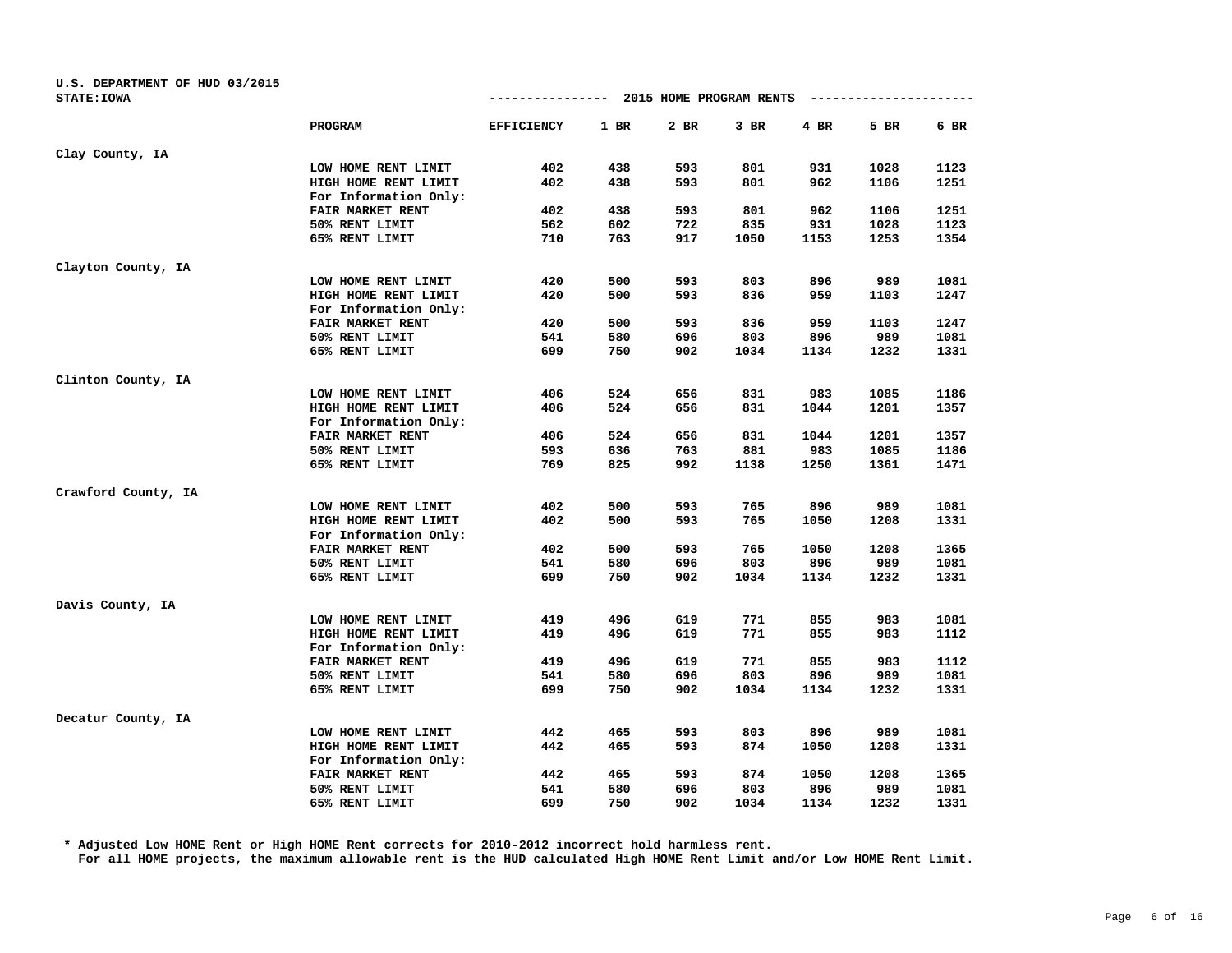U.S. DEPARTMENT OF HUD 03/2015
STATE:IOWA

## 2015 HOME PROGRAM RENTS

| | PROGRAM | EFFICIENCY | 1 BR | 2 BR | 3 BR | 4 BR | 5 BR | 6 BR |
|---|---|---|---|---|---|---|---|---|
| Clay County, IA | | | | | | | | |
| | LOW HOME RENT LIMIT | 402 | 438 | 593 | 801 | 931 | 1028 | 1123 |
| | HIGH HOME RENT LIMIT | 402 | 438 | 593 | 801 | 962 | 1106 | 1251 |
| | For Information Only: | | | | | | | |
| | FAIR MARKET RENT | 402 | 438 | 593 | 801 | 962 | 1106 | 1251 |
| | 50% RENT LIMIT | 562 | 602 | 722 | 835 | 931 | 1028 | 1123 |
| | 65% RENT LIMIT | 710 | 763 | 917 | 1050 | 1153 | 1253 | 1354 |
| Clayton County, IA | | | | | | | | |
| | LOW HOME RENT LIMIT | 420 | 500 | 593 | 803 | 896 | 989 | 1081 |
| | HIGH HOME RENT LIMIT | 420 | 500 | 593 | 836 | 959 | 1103 | 1247 |
| | For Information Only: | | | | | | | |
| | FAIR MARKET RENT | 420 | 500 | 593 | 836 | 959 | 1103 | 1247 |
| | 50% RENT LIMIT | 541 | 580 | 696 | 803 | 896 | 989 | 1081 |
| | 65% RENT LIMIT | 699 | 750 | 902 | 1034 | 1134 | 1232 | 1331 |
| Clinton County, IA | | | | | | | | |
| | LOW HOME RENT LIMIT | 406 | 524 | 656 | 831 | 983 | 1085 | 1186 |
| | HIGH HOME RENT LIMIT | 406 | 524 | 656 | 831 | 1044 | 1201 | 1357 |
| | For Information Only: | | | | | | | |
| | FAIR MARKET RENT | 406 | 524 | 656 | 831 | 1044 | 1201 | 1357 |
| | 50% RENT LIMIT | 593 | 636 | 763 | 881 | 983 | 1085 | 1186 |
| | 65% RENT LIMIT | 769 | 825 | 992 | 1138 | 1250 | 1361 | 1471 |
| Crawford County, IA | | | | | | | | |
| | LOW HOME RENT LIMIT | 402 | 500 | 593 | 765 | 896 | 989 | 1081 |
| | HIGH HOME RENT LIMIT | 402 | 500 | 593 | 765 | 1050 | 1208 | 1331 |
| | For Information Only: | | | | | | | |
| | FAIR MARKET RENT | 402 | 500 | 593 | 765 | 1050 | 1208 | 1365 |
| | 50% RENT LIMIT | 541 | 580 | 696 | 803 | 896 | 989 | 1081 |
| | 65% RENT LIMIT | 699 | 750 | 902 | 1034 | 1134 | 1232 | 1331 |
| Davis County, IA | | | | | | | | |
| | LOW HOME RENT LIMIT | 419 | 496 | 619 | 771 | 855 | 983 | 1081 |
| | HIGH HOME RENT LIMIT | 419 | 496 | 619 | 771 | 855 | 983 | 1112 |
| | For Information Only: | | | | | | | |
| | FAIR MARKET RENT | 419 | 496 | 619 | 771 | 855 | 983 | 1112 |
| | 50% RENT LIMIT | 541 | 580 | 696 | 803 | 896 | 989 | 1081 |
| | 65% RENT LIMIT | 699 | 750 | 902 | 1034 | 1134 | 1232 | 1331 |
| Decatur County, IA | | | | | | | | |
| | LOW HOME RENT LIMIT | 442 | 465 | 593 | 803 | 896 | 989 | 1081 |
| | HIGH HOME RENT LIMIT | 442 | 465 | 593 | 874 | 1050 | 1208 | 1331 |
| | For Information Only: | | | | | | | |
| | FAIR MARKET RENT | 442 | 465 | 593 | 874 | 1050 | 1208 | 1365 |
| | 50% RENT LIMIT | 541 | 580 | 696 | 803 | 896 | 989 | 1081 |
| | 65% RENT LIMIT | 699 | 750 | 902 | 1034 | 1134 | 1232 | 1331 |

\* Adjusted Low HOME Rent or High HOME Rent corrects for 2010-2012 incorrect hold harmless rent.
For all HOME projects, the maximum allowable rent is the HUD calculated High HOME Rent Limit and/or Low HOME Rent Limit.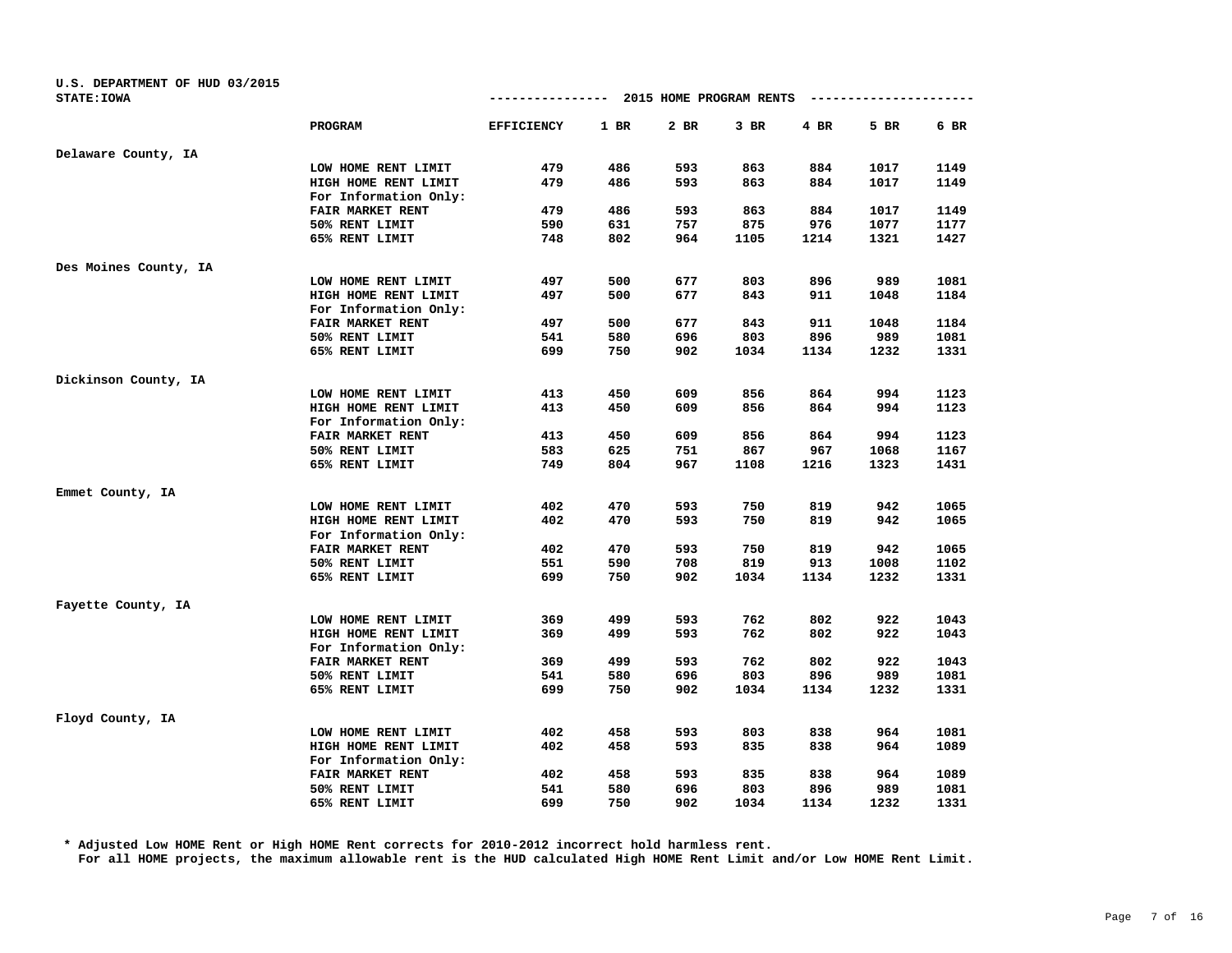U.S. DEPARTMENT OF HUD 03/2015
STATE:IOWA

## 2015 HOME PROGRAM RENTS

| | PROGRAM | EFFICIENCY | 1 BR | 2 BR | 3 BR | 4 BR | 5 BR | 6 BR |
|---|---|---|---|---|---|---|---|---|
| Delaware County, IA | | | | | | | | |
| | LOW HOME RENT LIMIT | 479 | 486 | 593 | 863 | 884 | 1017 | 1149 |
| | HIGH HOME RENT LIMIT | 479 | 486 | 593 | 863 | 884 | 1017 | 1149 |
| | For Information Only: | | | | | | | |
| | FAIR MARKET RENT | 479 | 486 | 593 | 863 | 884 | 1017 | 1149 |
| | 50% RENT LIMIT | 590 | 631 | 757 | 875 | 976 | 1077 | 1177 |
| | 65% RENT LIMIT | 748 | 802 | 964 | 1105 | 1214 | 1321 | 1427 |
| Des Moines County, IA | | | | | | | | |
| | LOW HOME RENT LIMIT | 497 | 500 | 677 | 803 | 896 | 989 | 1081 |
| | HIGH HOME RENT LIMIT | 497 | 500 | 677 | 843 | 911 | 1048 | 1184 |
| | For Information Only: | | | | | | | |
| | FAIR MARKET RENT | 497 | 500 | 677 | 843 | 911 | 1048 | 1184 |
| | 50% RENT LIMIT | 541 | 580 | 696 | 803 | 896 | 989 | 1081 |
| | 65% RENT LIMIT | 699 | 750 | 902 | 1034 | 1134 | 1232 | 1331 |
| Dickinson County, IA | | | | | | | | |
| | LOW HOME RENT LIMIT | 413 | 450 | 609 | 856 | 864 | 994 | 1123 |
| | HIGH HOME RENT LIMIT | 413 | 450 | 609 | 856 | 864 | 994 | 1123 |
| | For Information Only: | | | | | | | |
| | FAIR MARKET RENT | 413 | 450 | 609 | 856 | 864 | 994 | 1123 |
| | 50% RENT LIMIT | 583 | 625 | 751 | 867 | 967 | 1068 | 1167 |
| | 65% RENT LIMIT | 749 | 804 | 967 | 1108 | 1216 | 1323 | 1431 |
| Emmet County, IA | | | | | | | | |
| | LOW HOME RENT LIMIT | 402 | 470 | 593 | 750 | 819 | 942 | 1065 |
| | HIGH HOME RENT LIMIT | 402 | 470 | 593 | 750 | 819 | 942 | 1065 |
| | For Information Only: | | | | | | | |
| | FAIR MARKET RENT | 402 | 470 | 593 | 750 | 819 | 942 | 1065 |
| | 50% RENT LIMIT | 551 | 590 | 708 | 819 | 913 | 1008 | 1102 |
| | 65% RENT LIMIT | 699 | 750 | 902 | 1034 | 1134 | 1232 | 1331 |
| Fayette County, IA | | | | | | | | |
| | LOW HOME RENT LIMIT | 369 | 499 | 593 | 762 | 802 | 922 | 1043 |
| | HIGH HOME RENT LIMIT | 369 | 499 | 593 | 762 | 802 | 922 | 1043 |
| | For Information Only: | | | | | | | |
| | FAIR MARKET RENT | 369 | 499 | 593 | 762 | 802 | 922 | 1043 |
| | 50% RENT LIMIT | 541 | 580 | 696 | 803 | 896 | 989 | 1081 |
| | 65% RENT LIMIT | 699 | 750 | 902 | 1034 | 1134 | 1232 | 1331 |
| Floyd County, IA | | | | | | | | |
| | LOW HOME RENT LIMIT | 402 | 458 | 593 | 803 | 838 | 964 | 1081 |
| | HIGH HOME RENT LIMIT | 402 | 458 | 593 | 835 | 838 | 964 | 1089 |
| | For Information Only: | | | | | | | |
| | FAIR MARKET RENT | 402 | 458 | 593 | 835 | 838 | 964 | 1089 |
| | 50% RENT LIMIT | 541 | 580 | 696 | 803 | 896 | 989 | 1081 |
| | 65% RENT LIMIT | 699 | 750 | 902 | 1034 | 1134 | 1232 | 1331 |

* Adjusted Low HOME Rent or High HOME Rent corrects for 2010-2012 incorrect hold harmless rent.
For all HOME projects, the maximum allowable rent is the HUD calculated High HOME Rent Limit and/or Low HOME Rent Limit.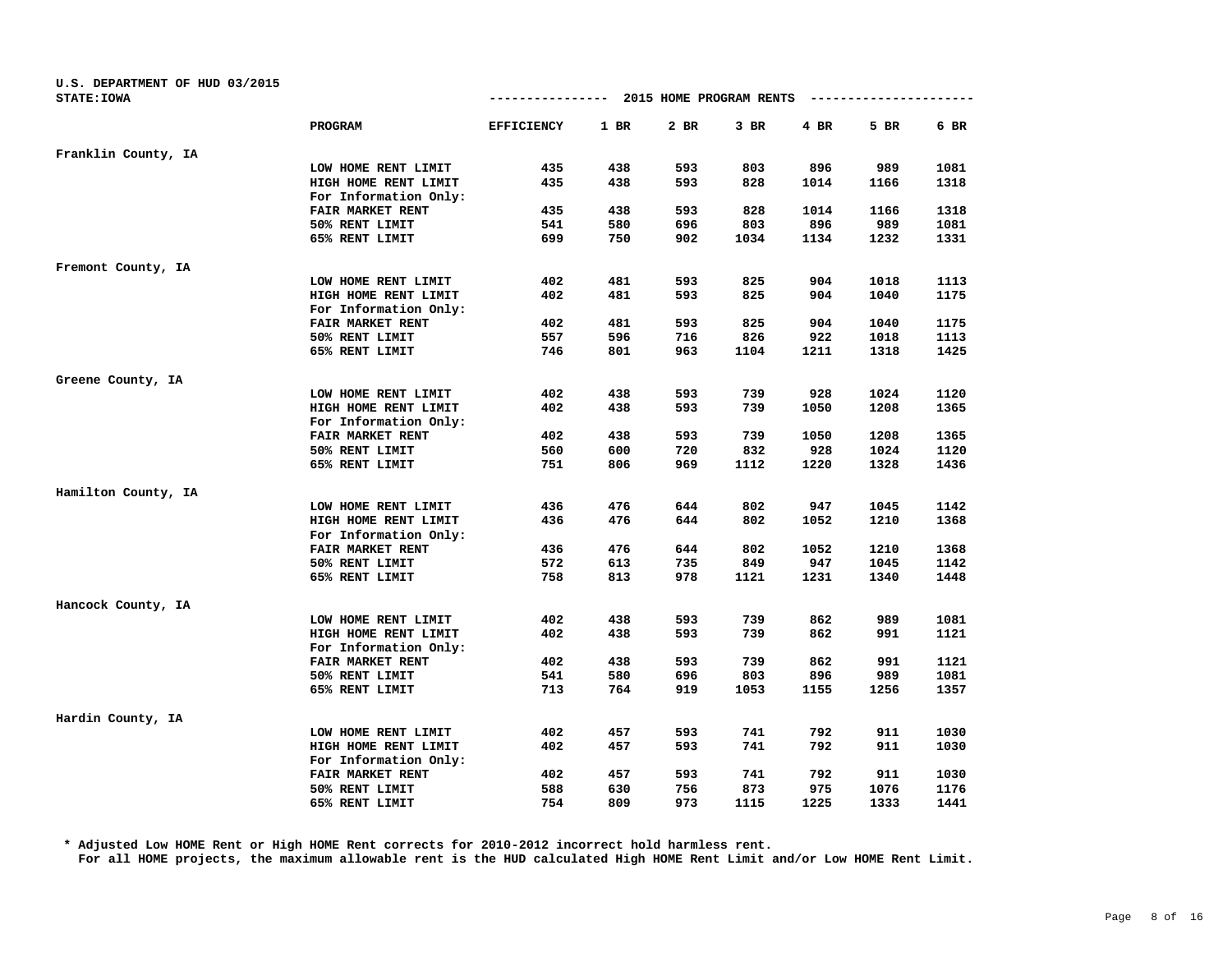U.S. DEPARTMENT OF HUD 03/2015
STATE:IOWA

## 2015 HOME PROGRAM RENTS

| | PROGRAM | EFFICIENCY | 1 BR | 2 BR | 3 BR | 4 BR | 5 BR | 6 BR |
|---|---|---|---|---|---|---|---|---|
| Franklin County, IA | | | | | | | | |
| | LOW HOME RENT LIMIT | 435 | 438 | 593 | 803 | 896 | 989 | 1081 |
| | HIGH HOME RENT LIMIT | 435 | 438 | 593 | 828 | 1014 | 1166 | 1318 |
| | For Information Only: | | | | | | | |
| | FAIR MARKET RENT | 435 | 438 | 593 | 828 | 1014 | 1166 | 1318 |
| | 50% RENT LIMIT | 541 | 580 | 696 | 803 | 896 | 989 | 1081 |
| | 65% RENT LIMIT | 699 | 750 | 902 | 1034 | 1134 | 1232 | 1331 |
| Fremont County, IA | | | | | | | | |
| | LOW HOME RENT LIMIT | 402 | 481 | 593 | 825 | 904 | 1018 | 1113 |
| | HIGH HOME RENT LIMIT | 402 | 481 | 593 | 825 | 904 | 1040 | 1175 |
| | For Information Only: | | | | | | | |
| | FAIR MARKET RENT | 402 | 481 | 593 | 825 | 904 | 1040 | 1175 |
| | 50% RENT LIMIT | 557 | 596 | 716 | 826 | 922 | 1018 | 1113 |
| | 65% RENT LIMIT | 746 | 801 | 963 | 1104 | 1211 | 1318 | 1425 |
| Greene County, IA | | | | | | | | |
| | LOW HOME RENT LIMIT | 402 | 438 | 593 | 739 | 928 | 1024 | 1120 |
| | HIGH HOME RENT LIMIT | 402 | 438 | 593 | 739 | 1050 | 1208 | 1365 |
| | For Information Only: | | | | | | | |
| | FAIR MARKET RENT | 402 | 438 | 593 | 739 | 1050 | 1208 | 1365 |
| | 50% RENT LIMIT | 560 | 600 | 720 | 832 | 928 | 1024 | 1120 |
| | 65% RENT LIMIT | 751 | 806 | 969 | 1112 | 1220 | 1328 | 1436 |
| Hamilton County, IA | | | | | | | | |
| | LOW HOME RENT LIMIT | 436 | 476 | 644 | 802 | 947 | 1045 | 1142 |
| | HIGH HOME RENT LIMIT | 436 | 476 | 644 | 802 | 1052 | 1210 | 1368 |
| | For Information Only: | | | | | | | |
| | FAIR MARKET RENT | 436 | 476 | 644 | 802 | 1052 | 1210 | 1368 |
| | 50% RENT LIMIT | 572 | 613 | 735 | 849 | 947 | 1045 | 1142 |
| | 65% RENT LIMIT | 758 | 813 | 978 | 1121 | 1231 | 1340 | 1448 |
| Hancock County, IA | | | | | | | | |
| | LOW HOME RENT LIMIT | 402 | 438 | 593 | 739 | 862 | 989 | 1081 |
| | HIGH HOME RENT LIMIT | 402 | 438 | 593 | 739 | 862 | 991 | 1121 |
| | For Information Only: | | | | | | | |
| | FAIR MARKET RENT | 402 | 438 | 593 | 739 | 862 | 991 | 1121 |
| | 50% RENT LIMIT | 541 | 580 | 696 | 803 | 896 | 989 | 1081 |
| | 65% RENT LIMIT | 713 | 764 | 919 | 1053 | 1155 | 1256 | 1357 |
| Hardin County, IA | | | | | | | | |
| | LOW HOME RENT LIMIT | 402 | 457 | 593 | 741 | 792 | 911 | 1030 |
| | HIGH HOME RENT LIMIT | 402 | 457 | 593 | 741 | 792 | 911 | 1030 |
| | For Information Only: | | | | | | | |
| | FAIR MARKET RENT | 402 | 457 | 593 | 741 | 792 | 911 | 1030 |
| | 50% RENT LIMIT | 588 | 630 | 756 | 873 | 975 | 1076 | 1176 |
| | 65% RENT LIMIT | 754 | 809 | 973 | 1115 | 1225 | 1333 | 1441 |

* Adjusted Low HOME Rent or High HOME Rent corrects for 2010-2012 incorrect hold harmless rent.
For all HOME projects, the maximum allowable rent is the HUD calculated High HOME Rent Limit and/or Low HOME Rent Limit.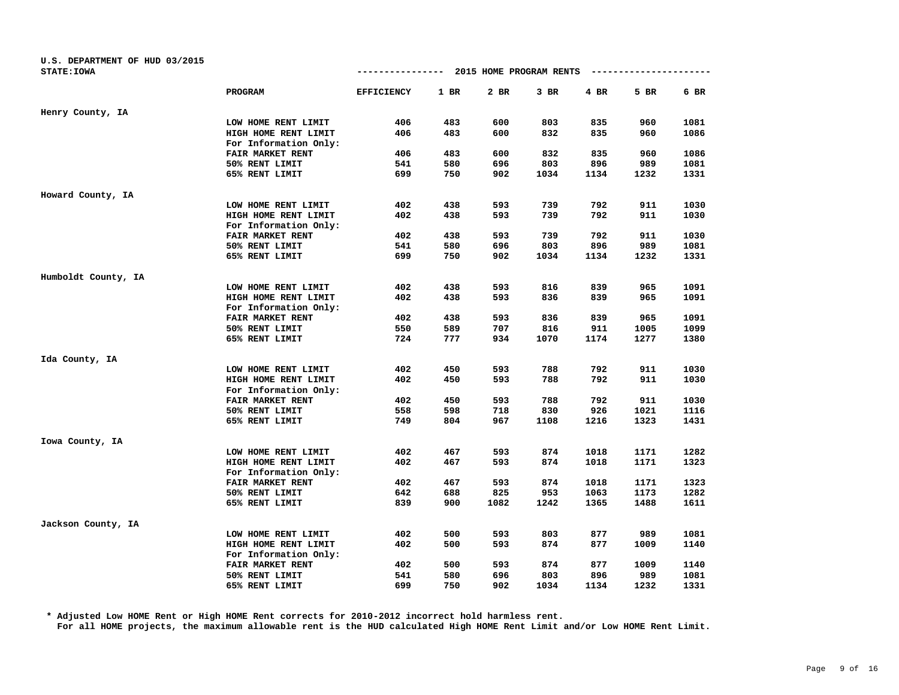U.S. DEPARTMENT OF HUD 03/2015
STATE:IOWA

## 2015 HOME PROGRAM RENTS

| | PROGRAM | EFFICIENCY | 1 BR | 2 BR | 3 BR | 4 BR | 5 BR | 6 BR |
|---|---|---|---|---|---|---|---|---|
| Henry County, IA | | | | | | | | |
| | LOW HOME RENT LIMIT | 406 | 483 | 600 | 803 | 835 | 960 | 1081 |
| | HIGH HOME RENT LIMIT | 406 | 483 | 600 | 832 | 835 | 960 | 1086 |
| | For Information Only: | | | | | | | |
| | FAIR MARKET RENT | 406 | 483 | 600 | 832 | 835 | 960 | 1086 |
| | 50% RENT LIMIT | 541 | 580 | 696 | 803 | 896 | 989 | 1081 |
| | 65% RENT LIMIT | 699 | 750 | 902 | 1034 | 1134 | 1232 | 1331 |
| Howard County, IA | | | | | | | | |
| | LOW HOME RENT LIMIT | 402 | 438 | 593 | 739 | 792 | 911 | 1030 |
| | HIGH HOME RENT LIMIT | 402 | 438 | 593 | 739 | 792 | 911 | 1030 |
| | For Information Only: | | | | | | | |
| | FAIR MARKET RENT | 402 | 438 | 593 | 739 | 792 | 911 | 1030 |
| | 50% RENT LIMIT | 541 | 580 | 696 | 803 | 896 | 989 | 1081 |
| | 65% RENT LIMIT | 699 | 750 | 902 | 1034 | 1134 | 1232 | 1331 |
| Humboldt County, IA | | | | | | | | |
| | LOW HOME RENT LIMIT | 402 | 438 | 593 | 816 | 839 | 965 | 1091 |
| | HIGH HOME RENT LIMIT | 402 | 438 | 593 | 836 | 839 | 965 | 1091 |
| | For Information Only: | | | | | | | |
| | FAIR MARKET RENT | 402 | 438 | 593 | 836 | 839 | 965 | 1091 |
| | 50% RENT LIMIT | 550 | 589 | 707 | 816 | 911 | 1005 | 1099 |
| | 65% RENT LIMIT | 724 | 777 | 934 | 1070 | 1174 | 1277 | 1380 |
| Ida County, IA | | | | | | | | |
| | LOW HOME RENT LIMIT | 402 | 450 | 593 | 788 | 792 | 911 | 1030 |
| | HIGH HOME RENT LIMIT | 402 | 450 | 593 | 788 | 792 | 911 | 1030 |
| | For Information Only: | | | | | | | |
| | FAIR MARKET RENT | 402 | 450 | 593 | 788 | 792 | 911 | 1030 |
| | 50% RENT LIMIT | 558 | 598 | 718 | 830 | 926 | 1021 | 1116 |
| | 65% RENT LIMIT | 749 | 804 | 967 | 1108 | 1216 | 1323 | 1431 |
| Iowa County, IA | | | | | | | | |
| | LOW HOME RENT LIMIT | 402 | 467 | 593 | 874 | 1018 | 1171 | 1282 |
| | HIGH HOME RENT LIMIT | 402 | 467 | 593 | 874 | 1018 | 1171 | 1323 |
| | For Information Only: | | | | | | | |
| | FAIR MARKET RENT | 402 | 467 | 593 | 874 | 1018 | 1171 | 1323 |
| | 50% RENT LIMIT | 642 | 688 | 825 | 953 | 1063 | 1173 | 1282 |
| | 65% RENT LIMIT | 839 | 900 | 1082 | 1242 | 1365 | 1488 | 1611 |
| Jackson County, IA | | | | | | | | |
| | LOW HOME RENT LIMIT | 402 | 500 | 593 | 803 | 877 | 989 | 1081 |
| | HIGH HOME RENT LIMIT | 402 | 500 | 593 | 874 | 877 | 1009 | 1140 |
| | For Information Only: | | | | | | | |
| | FAIR MARKET RENT | 402 | 500 | 593 | 874 | 877 | 1009 | 1140 |
| | 50% RENT LIMIT | 541 | 580 | 696 | 803 | 896 | 989 | 1081 |
| | 65% RENT LIMIT | 699 | 750 | 902 | 1034 | 1134 | 1232 | 1331 |

\* Adjusted Low HOME Rent or High HOME Rent corrects for 2010-2012 incorrect hold harmless rent.
For all HOME projects, the maximum allowable rent is the HUD calculated High HOME Rent Limit and/or Low HOME Rent Limit.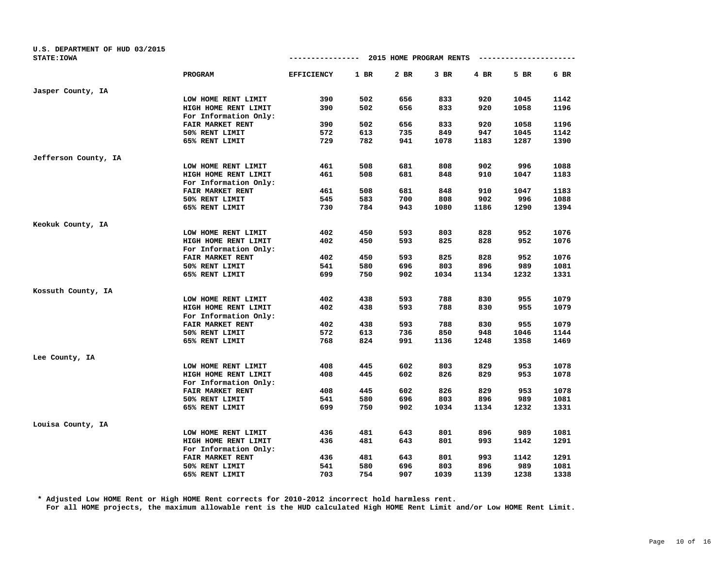U.S. DEPARTMENT OF HUD 03/2015

STATE:IOWA

2015 HOME PROGRAM RENTS

| | PROGRAM | EFFICIENCY | 1 BR | 2 BR | 3 BR | 4 BR | 5 BR | 6 BR |
|---|---|---|---|---|---|---|---|---|
| Jasper County, IA | | | | | | | | |
| | LOW HOME RENT LIMIT | 390 | 502 | 656 | 833 | 920 | 1045 | 1142 |
| | HIGH HOME RENT LIMIT | 390 | 502 | 656 | 833 | 920 | 1058 | 1196 |
| | For Information Only: | | | | | | | |
| | FAIR MARKET RENT | 390 | 502 | 656 | 833 | 920 | 1058 | 1196 |
| | 50% RENT LIMIT | 572 | 613 | 735 | 849 | 947 | 1045 | 1142 |
| | 65% RENT LIMIT | 729 | 782 | 941 | 1078 | 1183 | 1287 | 1390 |
| Jefferson County, IA | | | | | | | | |
| | LOW HOME RENT LIMIT | 461 | 508 | 681 | 808 | 902 | 996 | 1088 |
| | HIGH HOME RENT LIMIT | 461 | 508 | 681 | 848 | 910 | 1047 | 1183 |
| | For Information Only: | | | | | | | |
| | FAIR MARKET RENT | 461 | 508 | 681 | 848 | 910 | 1047 | 1183 |
| | 50% RENT LIMIT | 545 | 583 | 700 | 808 | 902 | 996 | 1088 |
| | 65% RENT LIMIT | 730 | 784 | 943 | 1080 | 1186 | 1290 | 1394 |
| Keokuk County, IA | | | | | | | | |
| | LOW HOME RENT LIMIT | 402 | 450 | 593 | 803 | 828 | 952 | 1076 |
| | HIGH HOME RENT LIMIT | 402 | 450 | 593 | 825 | 828 | 952 | 1076 |
| | For Information Only: | | | | | | | |
| | FAIR MARKET RENT | 402 | 450 | 593 | 825 | 828 | 952 | 1076 |
| | 50% RENT LIMIT | 541 | 580 | 696 | 803 | 896 | 989 | 1081 |
| | 65% RENT LIMIT | 699 | 750 | 902 | 1034 | 1134 | 1232 | 1331 |
| Kossuth County, IA | | | | | | | | |
| | LOW HOME RENT LIMIT | 402 | 438 | 593 | 788 | 830 | 955 | 1079 |
| | HIGH HOME RENT LIMIT | 402 | 438 | 593 | 788 | 830 | 955 | 1079 |
| | For Information Only: | | | | | | | |
| | FAIR MARKET RENT | 402 | 438 | 593 | 788 | 830 | 955 | 1079 |
| | 50% RENT LIMIT | 572 | 613 | 736 | 850 | 948 | 1046 | 1144 |
| | 65% RENT LIMIT | 768 | 824 | 991 | 1136 | 1248 | 1358 | 1469 |
| Lee County, IA | | | | | | | | |
| | LOW HOME RENT LIMIT | 408 | 445 | 602 | 803 | 829 | 953 | 1078 |
| | HIGH HOME RENT LIMIT | 408 | 445 | 602 | 826 | 829 | 953 | 1078 |
| | For Information Only: | | | | | | | |
| | FAIR MARKET RENT | 408 | 445 | 602 | 826 | 829 | 953 | 1078 |
| | 50% RENT LIMIT | 541 | 580 | 696 | 803 | 896 | 989 | 1081 |
| | 65% RENT LIMIT | 699 | 750 | 902 | 1034 | 1134 | 1232 | 1331 |
| Louisa County, IA | | | | | | | | |
| | LOW HOME RENT LIMIT | 436 | 481 | 643 | 801 | 896 | 989 | 1081 |
| | HIGH HOME RENT LIMIT | 436 | 481 | 643 | 801 | 993 | 1142 | 1291 |
| | For Information Only: | | | | | | | |
| | FAIR MARKET RENT | 436 | 481 | 643 | 801 | 993 | 1142 | 1291 |
| | 50% RENT LIMIT | 541 | 580 | 696 | 803 | 896 | 989 | 1081 |
| | 65% RENT LIMIT | 703 | 754 | 907 | 1039 | 1139 | 1238 | 1338 |

\* Adjusted Low HOME Rent or High HOME Rent corrects for 2010-2012 incorrect hold harmless rent.
For all HOME projects, the maximum allowable rent is the HUD calculated High HOME Rent Limit and/or Low HOME Rent Limit.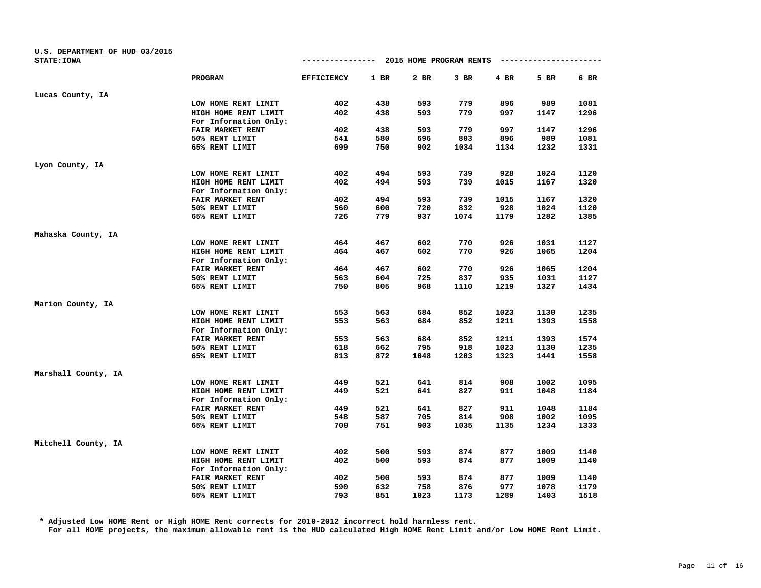U.S. DEPARTMENT OF HUD 03/2015
STATE:IOWA

**2015 HOME PROGRAM RENTS**

| | PROGRAM | EFFICIENCY | 1 BR | 2 BR | 3 BR | 4 BR | 5 BR | 6 BR |
|---|---|---|---|---|---|---|---|---|
| Lucas County, IA | | | | | | | | |
| | LOW HOME RENT LIMIT | 402 | 438 | 593 | 779 | 896 | 989 | 1081 |
| | HIGH HOME RENT LIMIT | 402 | 438 | 593 | 779 | 997 | 1147 | 1296 |
| | For Information Only: | | | | | | | |
| | FAIR MARKET RENT | 402 | 438 | 593 | 779 | 997 | 1147 | 1296 |
| | 50% RENT LIMIT | 541 | 580 | 696 | 803 | 896 | 989 | 1081 |
| | 65% RENT LIMIT | 699 | 750 | 902 | 1034 | 1134 | 1232 | 1331 |
| Lyon County, IA | | | | | | | | |
| | LOW HOME RENT LIMIT | 402 | 494 | 593 | 739 | 928 | 1024 | 1120 |
| | HIGH HOME RENT LIMIT | 402 | 494 | 593 | 739 | 1015 | 1167 | 1320 |
| | For Information Only: | | | | | | | |
| | FAIR MARKET RENT | 402 | 494 | 593 | 739 | 1015 | 1167 | 1320 |
| | 50% RENT LIMIT | 560 | 600 | 720 | 832 | 928 | 1024 | 1120 |
| | 65% RENT LIMIT | 726 | 779 | 937 | 1074 | 1179 | 1282 | 1385 |
| Mahaska County, IA | | | | | | | | |
| | LOW HOME RENT LIMIT | 464 | 467 | 602 | 770 | 926 | 1031 | 1127 |
| | HIGH HOME RENT LIMIT | 464 | 467 | 602 | 770 | 926 | 1065 | 1204 |
| | For Information Only: | | | | | | | |
| | FAIR MARKET RENT | 464 | 467 | 602 | 770 | 926 | 1065 | 1204 |
| | 50% RENT LIMIT | 563 | 604 | 725 | 837 | 935 | 1031 | 1127 |
| | 65% RENT LIMIT | 750 | 805 | 968 | 1110 | 1219 | 1327 | 1434 |
| Marion County, IA | | | | | | | | |
| | LOW HOME RENT LIMIT | 553 | 563 | 684 | 852 | 1023 | 1130 | 1235 |
| | HIGH HOME RENT LIMIT | 553 | 563 | 684 | 852 | 1211 | 1393 | 1558 |
| | For Information Only: | | | | | | | |
| | FAIR MARKET RENT | 553 | 563 | 684 | 852 | 1211 | 1393 | 1574 |
| | 50% RENT LIMIT | 618 | 662 | 795 | 918 | 1023 | 1130 | 1235 |
| | 65% RENT LIMIT | 813 | 872 | 1048 | 1203 | 1323 | 1441 | 1558 |
| Marshall County, IA | | | | | | | | |
| | LOW HOME RENT LIMIT | 449 | 521 | 641 | 814 | 908 | 1002 | 1095 |
| | HIGH HOME RENT LIMIT | 449 | 521 | 641 | 827 | 911 | 1048 | 1184 |
| | For Information Only: | | | | | | | |
| | FAIR MARKET RENT | 449 | 521 | 641 | 827 | 911 | 1048 | 1184 |
| | 50% RENT LIMIT | 548 | 587 | 705 | 814 | 908 | 1002 | 1095 |
| | 65% RENT LIMIT | 700 | 751 | 903 | 1035 | 1135 | 1234 | 1333 |
| Mitchell County, IA | | | | | | | | |
| | LOW HOME RENT LIMIT | 402 | 500 | 593 | 874 | 877 | 1009 | 1140 |
| | HIGH HOME RENT LIMIT | 402 | 500 | 593 | 874 | 877 | 1009 | 1140 |
| | For Information Only: | | | | | | | |
| | FAIR MARKET RENT | 402 | 500 | 593 | 874 | 877 | 1009 | 1140 |
| | 50% RENT LIMIT | 590 | 632 | 758 | 876 | 977 | 1078 | 1179 |
| | 65% RENT LIMIT | 793 | 851 | 1023 | 1173 | 1289 | 1403 | 1518 |

* Adjusted Low HOME Rent or High HOME Rent corrects for 2010-2012 incorrect hold harmless rent.
For all HOME projects, the maximum allowable rent is the HUD calculated High HOME Rent Limit and/or Low HOME Rent Limit.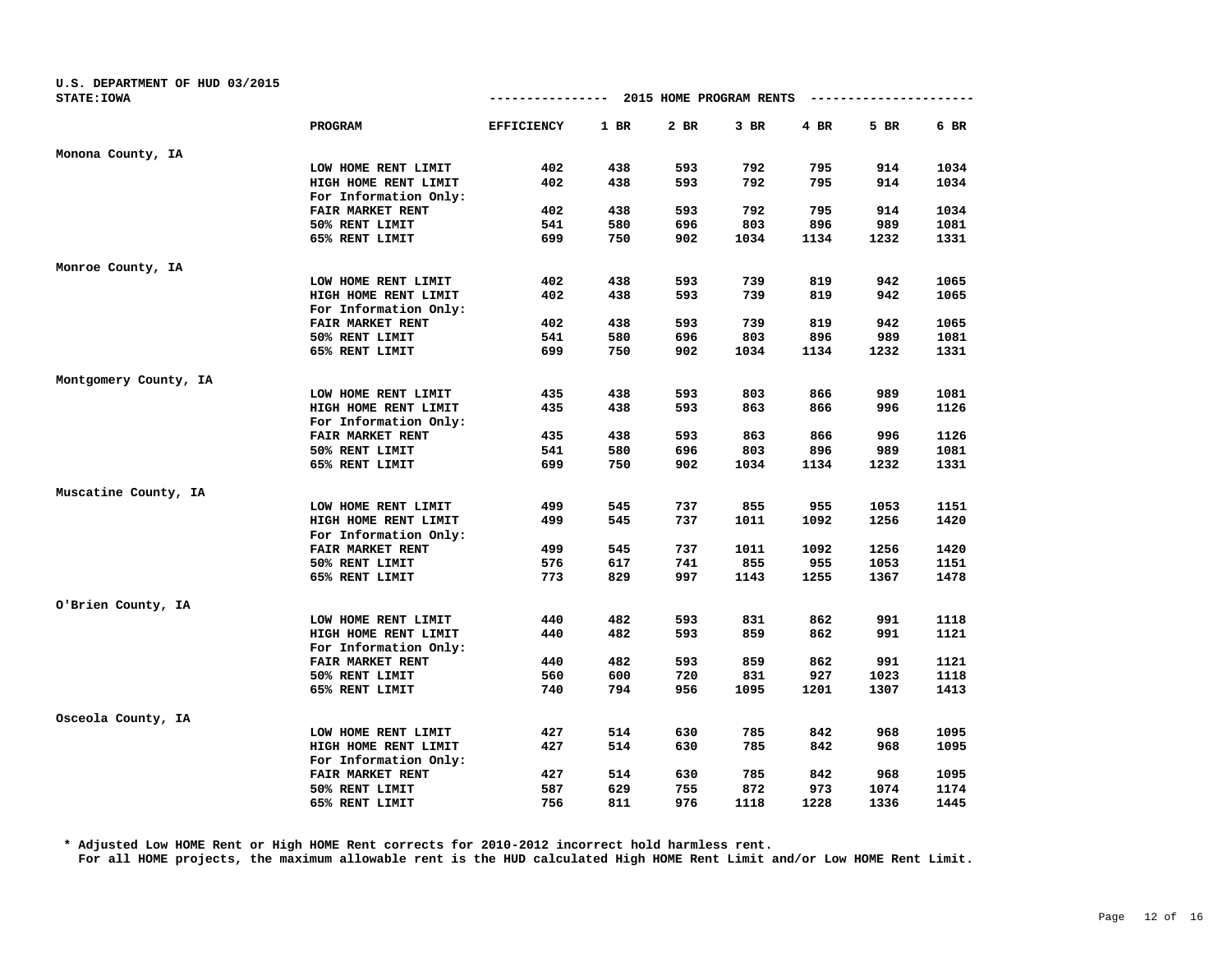U.S. DEPARTMENT OF HUD 03/2015
STATE:IOWA

## 2015 HOME PROGRAM RENTS

| | PROGRAM | EFFICIENCY | 1 BR | 2 BR | 3 BR | 4 BR | 5 BR | 6 BR |
|---|---|---|---|---|---|---|---|---|
| Monona County, IA | | | | | | | | |
| | LOW HOME RENT LIMIT | 402 | 438 | 593 | 792 | 795 | 914 | 1034 |
| | HIGH HOME RENT LIMIT | 402 | 438 | 593 | 792 | 795 | 914 | 1034 |
| | For Information Only: | | | | | | | |
| | FAIR MARKET RENT | 402 | 438 | 593 | 792 | 795 | 914 | 1034 |
| | 50% RENT LIMIT | 541 | 580 | 696 | 803 | 896 | 989 | 1081 |
| | 65% RENT LIMIT | 699 | 750 | 902 | 1034 | 1134 | 1232 | 1331 |
| Monroe County, IA | | | | | | | | |
| | LOW HOME RENT LIMIT | 402 | 438 | 593 | 739 | 819 | 942 | 1065 |
| | HIGH HOME RENT LIMIT | 402 | 438 | 593 | 739 | 819 | 942 | 1065 |
| | For Information Only: | | | | | | | |
| | FAIR MARKET RENT | 402 | 438 | 593 | 739 | 819 | 942 | 1065 |
| | 50% RENT LIMIT | 541 | 580 | 696 | 803 | 896 | 989 | 1081 |
| | 65% RENT LIMIT | 699 | 750 | 902 | 1034 | 1134 | 1232 | 1331 |
| Montgomery County, IA | | | | | | | | |
| | LOW HOME RENT LIMIT | 435 | 438 | 593 | 803 | 866 | 989 | 1081 |
| | HIGH HOME RENT LIMIT | 435 | 438 | 593 | 863 | 866 | 996 | 1126 |
| | For Information Only: | | | | | | | |
| | FAIR MARKET RENT | 435 | 438 | 593 | 863 | 866 | 996 | 1126 |
| | 50% RENT LIMIT | 541 | 580 | 696 | 803 | 896 | 989 | 1081 |
| | 65% RENT LIMIT | 699 | 750 | 902 | 1034 | 1134 | 1232 | 1331 |
| Muscatine County, IA | | | | | | | | |
| | LOW HOME RENT LIMIT | 499 | 545 | 737 | 855 | 955 | 1053 | 1151 |
| | HIGH HOME RENT LIMIT | 499 | 545 | 737 | 1011 | 1092 | 1256 | 1420 |
| | For Information Only: | | | | | | | |
| | FAIR MARKET RENT | 499 | 545 | 737 | 1011 | 1092 | 1256 | 1420 |
| | 50% RENT LIMIT | 576 | 617 | 741 | 855 | 955 | 1053 | 1151 |
| | 65% RENT LIMIT | 773 | 829 | 997 | 1143 | 1255 | 1367 | 1478 |
| O'Brien County, IA | | | | | | | | |
| | LOW HOME RENT LIMIT | 440 | 482 | 593 | 831 | 862 | 991 | 1118 |
| | HIGH HOME RENT LIMIT | 440 | 482 | 593 | 859 | 862 | 991 | 1121 |
| | For Information Only: | | | | | | | |
| | FAIR MARKET RENT | 440 | 482 | 593 | 859 | 862 | 991 | 1121 |
| | 50% RENT LIMIT | 560 | 600 | 720 | 831 | 927 | 1023 | 1118 |
| | 65% RENT LIMIT | 740 | 794 | 956 | 1095 | 1201 | 1307 | 1413 |
| Osceola County, IA | | | | | | | | |
| | LOW HOME RENT LIMIT | 427 | 514 | 630 | 785 | 842 | 968 | 1095 |
| | HIGH HOME RENT LIMIT | 427 | 514 | 630 | 785 | 842 | 968 | 1095 |
| | For Information Only: | | | | | | | |
| | FAIR MARKET RENT | 427 | 514 | 630 | 785 | 842 | 968 | 1095 |
| | 50% RENT LIMIT | 587 | 629 | 755 | 872 | 973 | 1074 | 1174 |
| | 65% RENT LIMIT | 756 | 811 | 976 | 1118 | 1228 | 1336 | 1445 |

\* Adjusted Low HOME Rent or High HOME Rent corrects for 2010-2012 incorrect hold harmless rent.
For all HOME projects, the maximum allowable rent is the HUD calculated High HOME Rent Limit and/or Low HOME Rent Limit.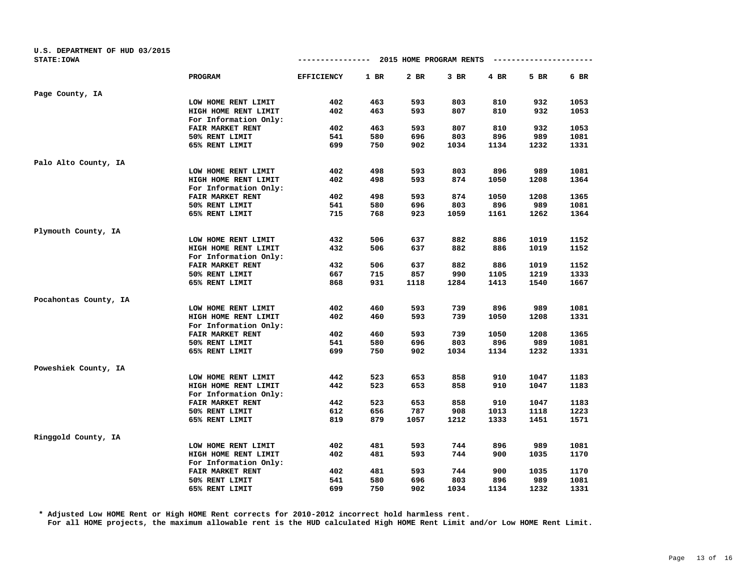U.S. DEPARTMENT OF HUD 03/2015
STATE:IOWA

## 2015 HOME PROGRAM RENTS

| | PROGRAM | EFFICIENCY | 1 BR | 2 BR | 3 BR | 4 BR | 5 BR | 6 BR |
|---|---|---|---|---|---|---|---|---|
| Page County, IA | | | | | | | | |
| | LOW HOME RENT LIMIT | 402 | 463 | 593 | 803 | 810 | 932 | 1053 |
| | HIGH HOME RENT LIMIT | 402 | 463 | 593 | 807 | 810 | 932 | 1053 |
| | For Information Only: | | | | | | | |
| | FAIR MARKET RENT | 402 | 463 | 593 | 807 | 810 | 932 | 1053 |
| | 50% RENT LIMIT | 541 | 580 | 696 | 803 | 896 | 989 | 1081 |
| | 65% RENT LIMIT | 699 | 750 | 902 | 1034 | 1134 | 1232 | 1331 |
| Palo Alto County, IA | | | | | | | | |
| | LOW HOME RENT LIMIT | 402 | 498 | 593 | 803 | 896 | 989 | 1081 |
| | HIGH HOME RENT LIMIT | 402 | 498 | 593 | 874 | 1050 | 1208 | 1364 |
| | For Information Only: | | | | | | | |
| | FAIR MARKET RENT | 402 | 498 | 593 | 874 | 1050 | 1208 | 1365 |
| | 50% RENT LIMIT | 541 | 580 | 696 | 803 | 896 | 989 | 1081 |
| | 65% RENT LIMIT | 715 | 768 | 923 | 1059 | 1161 | 1262 | 1364 |
| Plymouth County, IA | | | | | | | | |
| | LOW HOME RENT LIMIT | 432 | 506 | 637 | 882 | 886 | 1019 | 1152 |
| | HIGH HOME RENT LIMIT | 432 | 506 | 637 | 882 | 886 | 1019 | 1152 |
| | For Information Only: | | | | | | | |
| | FAIR MARKET RENT | 432 | 506 | 637 | 882 | 886 | 1019 | 1152 |
| | 50% RENT LIMIT | 667 | 715 | 857 | 990 | 1105 | 1219 | 1333 |
| | 65% RENT LIMIT | 868 | 931 | 1118 | 1284 | 1413 | 1540 | 1667 |
| Pocahontas County, IA | | | | | | | | |
| | LOW HOME RENT LIMIT | 402 | 460 | 593 | 739 | 896 | 989 | 1081 |
| | HIGH HOME RENT LIMIT | 402 | 460 | 593 | 739 | 1050 | 1208 | 1331 |
| | For Information Only: | | | | | | | |
| | FAIR MARKET RENT | 402 | 460 | 593 | 739 | 1050 | 1208 | 1365 |
| | 50% RENT LIMIT | 541 | 580 | 696 | 803 | 896 | 989 | 1081 |
| | 65% RENT LIMIT | 699 | 750 | 902 | 1034 | 1134 | 1232 | 1331 |
| Poweshiek County, IA | | | | | | | | |
| | LOW HOME RENT LIMIT | 442 | 523 | 653 | 858 | 910 | 1047 | 1183 |
| | HIGH HOME RENT LIMIT | 442 | 523 | 653 | 858 | 910 | 1047 | 1183 |
| | For Information Only: | | | | | | | |
| | FAIR MARKET RENT | 442 | 523 | 653 | 858 | 910 | 1047 | 1183 |
| | 50% RENT LIMIT | 612 | 656 | 787 | 908 | 1013 | 1118 | 1223 |
| | 65% RENT LIMIT | 819 | 879 | 1057 | 1212 | 1333 | 1451 | 1571 |
| Ringgold County, IA | | | | | | | | |
| | LOW HOME RENT LIMIT | 402 | 481 | 593 | 744 | 896 | 989 | 1081 |
| | HIGH HOME RENT LIMIT | 402 | 481 | 593 | 744 | 900 | 1035 | 1170 |
| | For Information Only: | | | | | | | |
| | FAIR MARKET RENT | 402 | 481 | 593 | 744 | 900 | 1035 | 1170 |
| | 50% RENT LIMIT | 541 | 580 | 696 | 803 | 896 | 989 | 1081 |
| | 65% RENT LIMIT | 699 | 750 | 902 | 1034 | 1134 | 1232 | 1331 |

* Adjusted Low HOME Rent or High HOME Rent corrects for 2010-2012 incorrect hold harmless rent.
For all HOME projects, the maximum allowable rent is the HUD calculated High HOME Rent Limit and/or Low HOME Rent Limit.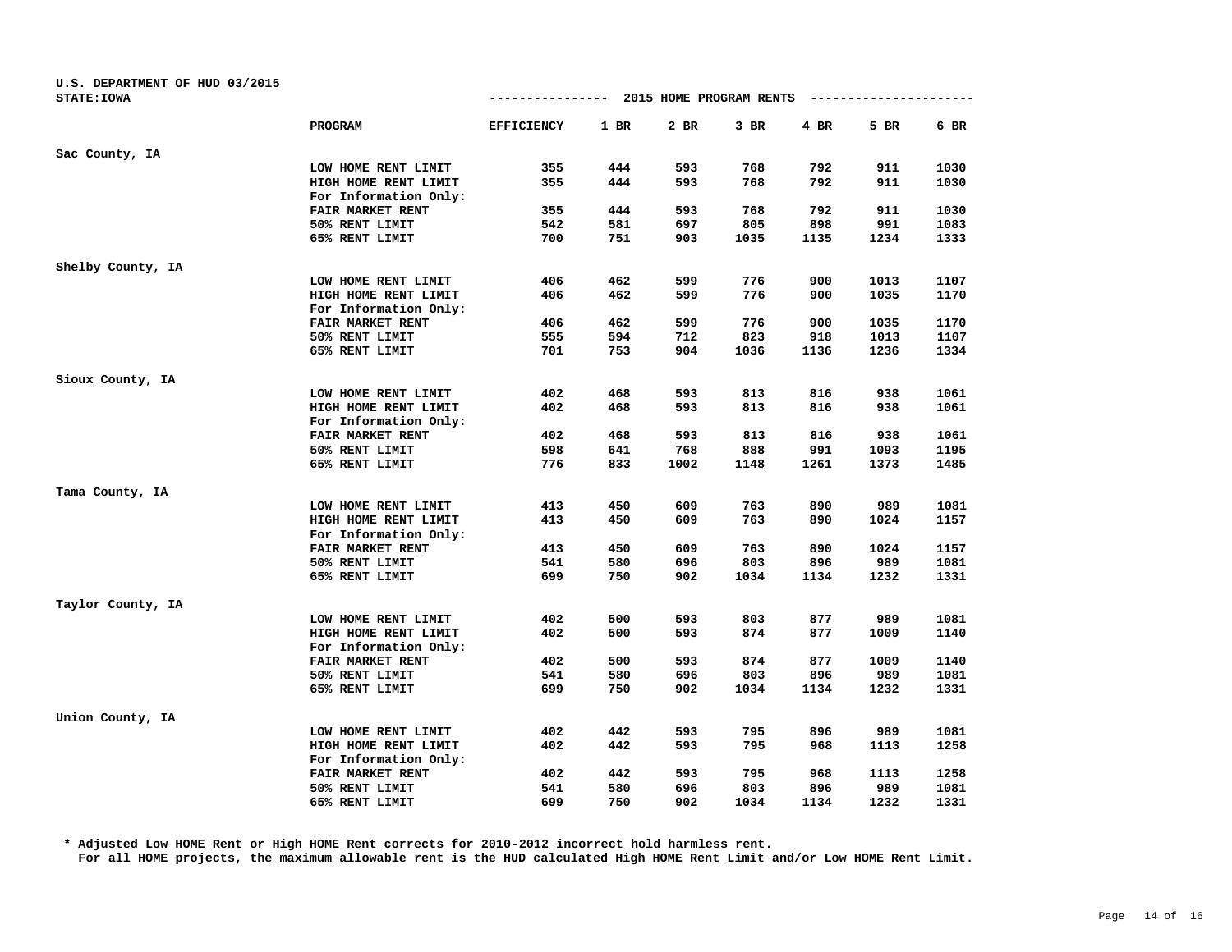U.S. DEPARTMENT OF HUD 03/2015
STATE:IOWA

2015 HOME PROGRAM RENTS

| | PROGRAM | EFFICIENCY | 1 BR | 2 BR | 3 BR | 4 BR | 5 BR | 6 BR |
|---|---|---|---|---|---|---|---|---|
| Sac County, IA | | | | | | | | |
| | LOW HOME RENT LIMIT | 355 | 444 | 593 | 768 | 792 | 911 | 1030 |
| | HIGH HOME RENT LIMIT | 355 | 444 | 593 | 768 | 792 | 911 | 1030 |
| | For Information Only: | | | | | | | |
| | FAIR MARKET RENT | 355 | 444 | 593 | 768 | 792 | 911 | 1030 |
| | 50% RENT LIMIT | 542 | 581 | 697 | 805 | 898 | 991 | 1083 |
| | 65% RENT LIMIT | 700 | 751 | 903 | 1035 | 1135 | 1234 | 1333 |
| Shelby County, IA | | | | | | | | |
| | LOW HOME RENT LIMIT | 406 | 462 | 599 | 776 | 900 | 1013 | 1107 |
| | HIGH HOME RENT LIMIT | 406 | 462 | 599 | 776 | 900 | 1035 | 1170 |
| | For Information Only: | | | | | | | |
| | FAIR MARKET RENT | 406 | 462 | 599 | 776 | 900 | 1035 | 1170 |
| | 50% RENT LIMIT | 555 | 594 | 712 | 823 | 918 | 1013 | 1107 |
| | 65% RENT LIMIT | 701 | 753 | 904 | 1036 | 1136 | 1236 | 1334 |
| Sioux County, IA | | | | | | | | |
| | LOW HOME RENT LIMIT | 402 | 468 | 593 | 813 | 816 | 938 | 1061 |
| | HIGH HOME RENT LIMIT | 402 | 468 | 593 | 813 | 816 | 938 | 1061 |
| | For Information Only: | | | | | | | |
| | FAIR MARKET RENT | 402 | 468 | 593 | 813 | 816 | 938 | 1061 |
| | 50% RENT LIMIT | 598 | 641 | 768 | 888 | 991 | 1093 | 1195 |
| | 65% RENT LIMIT | 776 | 833 | 1002 | 1148 | 1261 | 1373 | 1485 |
| Tama County, IA | | | | | | | | |
| | LOW HOME RENT LIMIT | 413 | 450 | 609 | 763 | 890 | 989 | 1081 |
| | HIGH HOME RENT LIMIT | 413 | 450 | 609 | 763 | 890 | 1024 | 1157 |
| | For Information Only: | | | | | | | |
| | FAIR MARKET RENT | 413 | 450 | 609 | 763 | 890 | 1024 | 1157 |
| | 50% RENT LIMIT | 541 | 580 | 696 | 803 | 896 | 989 | 1081 |
| | 65% RENT LIMIT | 699 | 750 | 902 | 1034 | 1134 | 1232 | 1331 |
| Taylor County, IA | | | | | | | | |
| | LOW HOME RENT LIMIT | 402 | 500 | 593 | 803 | 877 | 989 | 1081 |
| | HIGH HOME RENT LIMIT | 402 | 500 | 593 | 874 | 877 | 1009 | 1140 |
| | For Information Only: | | | | | | | |
| | FAIR MARKET RENT | 402 | 500 | 593 | 874 | 877 | 1009 | 1140 |
| | 50% RENT LIMIT | 541 | 580 | 696 | 803 | 896 | 989 | 1081 |
| | 65% RENT LIMIT | 699 | 750 | 902 | 1034 | 1134 | 1232 | 1331 |
| Union County, IA | | | | | | | | |
| | LOW HOME RENT LIMIT | 402 | 442 | 593 | 795 | 896 | 989 | 1081 |
| | HIGH HOME RENT LIMIT | 402 | 442 | 593 | 795 | 968 | 1113 | 1258 |
| | For Information Only: | | | | | | | |
| | FAIR MARKET RENT | 402 | 442 | 593 | 795 | 968 | 1113 | 1258 |
| | 50% RENT LIMIT | 541 | 580 | 696 | 803 | 896 | 989 | 1081 |
| | 65% RENT LIMIT | 699 | 750 | 902 | 1034 | 1134 | 1232 | 1331 |

\* Adjusted Low HOME Rent or High HOME Rent corrects for 2010-2012 incorrect hold harmless rent.
For all HOME projects, the maximum allowable rent is the HUD calculated High HOME Rent Limit and/or Low HOME Rent Limit.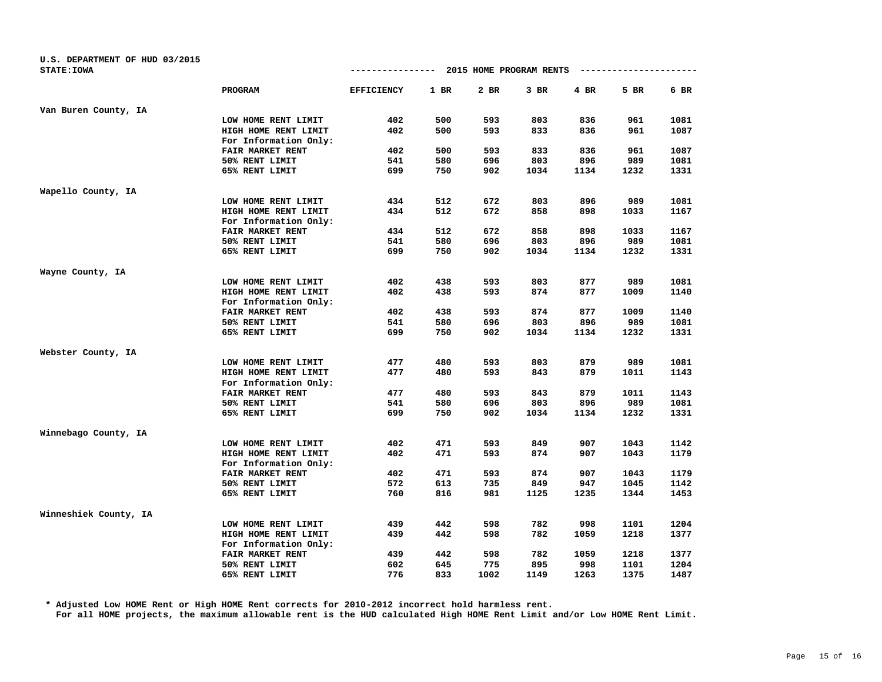U.S. DEPARTMENT OF HUD 03/2015
STATE:IOWA

## 2015 HOME PROGRAM RENTS

| | PROGRAM | EFFICIENCY | 1 BR | 2 BR | 3 BR | 4 BR | 5 BR | 6 BR |
|---|---|---|---|---|---|---|---|---|
| Van Buren County, IA | | | | | | | | |
| | LOW HOME RENT LIMIT | 402 | 500 | 593 | 803 | 836 | 961 | 1081 |
| | HIGH HOME RENT LIMIT | 402 | 500 | 593 | 833 | 836 | 961 | 1087 |
| | For Information Only: | | | | | | | |
| | FAIR MARKET RENT | 402 | 500 | 593 | 833 | 836 | 961 | 1087 |
| | 50% RENT LIMIT | 541 | 580 | 696 | 803 | 896 | 989 | 1081 |
| | 65% RENT LIMIT | 699 | 750 | 902 | 1034 | 1134 | 1232 | 1331 |
| Wapello County, IA | | | | | | | | |
| | LOW HOME RENT LIMIT | 434 | 512 | 672 | 803 | 896 | 989 | 1081 |
| | HIGH HOME RENT LIMIT | 434 | 512 | 672 | 858 | 898 | 1033 | 1167 |
| | For Information Only: | | | | | | | |
| | FAIR MARKET RENT | 434 | 512 | 672 | 858 | 898 | 1033 | 1167 |
| | 50% RENT LIMIT | 541 | 580 | 696 | 803 | 896 | 989 | 1081 |
| | 65% RENT LIMIT | 699 | 750 | 902 | 1034 | 1134 | 1232 | 1331 |
| Wayne County, IA | | | | | | | | |
| | LOW HOME RENT LIMIT | 402 | 438 | 593 | 803 | 877 | 989 | 1081 |
| | HIGH HOME RENT LIMIT | 402 | 438 | 593 | 874 | 877 | 1009 | 1140 |
| | For Information Only: | | | | | | | |
| | FAIR MARKET RENT | 402 | 438 | 593 | 874 | 877 | 1009 | 1140 |
| | 50% RENT LIMIT | 541 | 580 | 696 | 803 | 896 | 989 | 1081 |
| | 65% RENT LIMIT | 699 | 750 | 902 | 1034 | 1134 | 1232 | 1331 |
| Webster County, IA | | | | | | | | |
| | LOW HOME RENT LIMIT | 477 | 480 | 593 | 803 | 879 | 989 | 1081 |
| | HIGH HOME RENT LIMIT | 477 | 480 | 593 | 843 | 879 | 1011 | 1143 |
| | For Information Only: | | | | | | | |
| | FAIR MARKET RENT | 477 | 480 | 593 | 843 | 879 | 1011 | 1143 |
| | 50% RENT LIMIT | 541 | 580 | 696 | 803 | 896 | 989 | 1081 |
| | 65% RENT LIMIT | 699 | 750 | 902 | 1034 | 1134 | 1232 | 1331 |
| Winnebago County, IA | | | | | | | | |
| | LOW HOME RENT LIMIT | 402 | 471 | 593 | 849 | 907 | 1043 | 1142 |
| | HIGH HOME RENT LIMIT | 402 | 471 | 593 | 874 | 907 | 1043 | 1179 |
| | For Information Only: | | | | | | | |
| | FAIR MARKET RENT | 402 | 471 | 593 | 874 | 907 | 1043 | 1179 |
| | 50% RENT LIMIT | 572 | 613 | 735 | 849 | 947 | 1045 | 1142 |
| | 65% RENT LIMIT | 760 | 816 | 981 | 1125 | 1235 | 1344 | 1453 |
| Winneshiek County, IA | | | | | | | | |
| | LOW HOME RENT LIMIT | 439 | 442 | 598 | 782 | 998 | 1101 | 1204 |
| | HIGH HOME RENT LIMIT | 439 | 442 | 598 | 782 | 1059 | 1218 | 1377 |
| | For Information Only: | | | | | | | |
| | FAIR MARKET RENT | 439 | 442 | 598 | 782 | 1059 | 1218 | 1377 |
| | 50% RENT LIMIT | 602 | 645 | 775 | 895 | 998 | 1101 | 1204 |
| | 65% RENT LIMIT | 776 | 833 | 1002 | 1149 | 1263 | 1375 | 1487 |

* Adjusted Low HOME Rent or High HOME Rent corrects for 2010-2012 incorrect hold harmless rent.
For all HOME projects, the maximum allowable rent is the HUD calculated High HOME Rent Limit and/or Low HOME Rent Limit.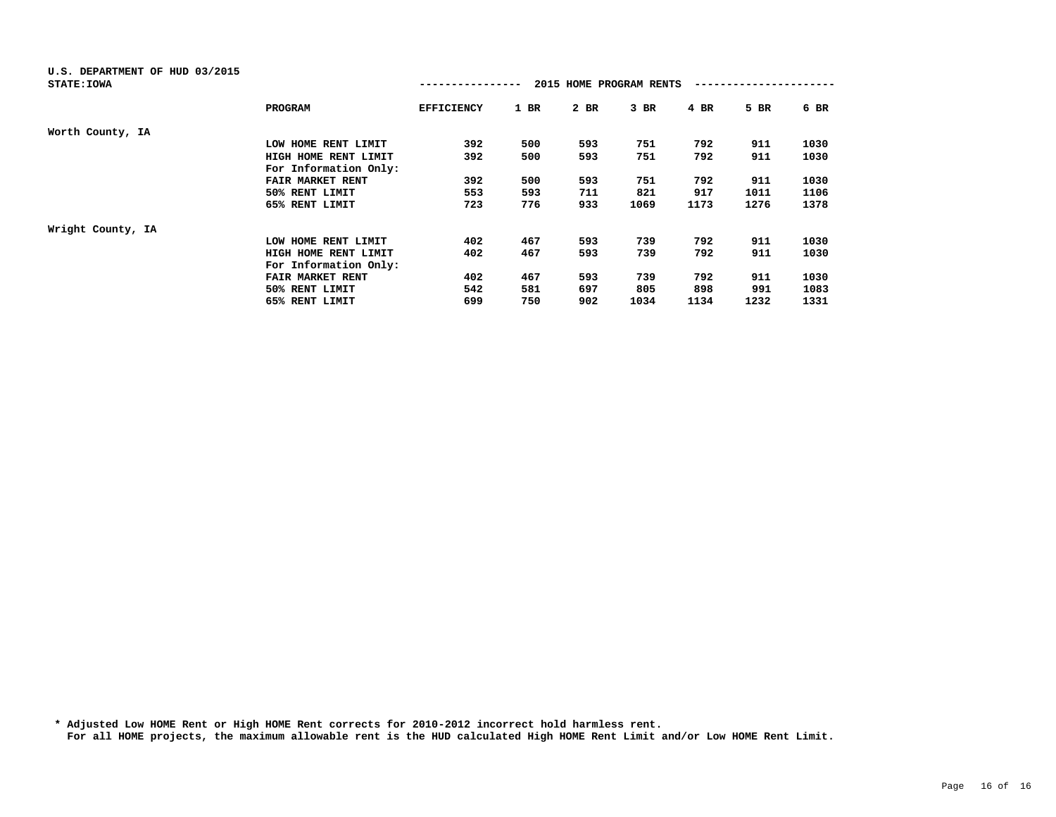U.S. DEPARTMENT OF HUD 03/2015
STATE:IOWA

| | PROGRAM | EFFICIENCY | 1 BR | 2 BR | 3 BR | 4 BR | 5 BR | 6 BR |
|---|---|---|---|---|---|---|---|---|
| | | 2015 HOME PROGRAM RENTS | | | | | | |
| Worth County, IA | | | | | | | | |
| | LOW HOME RENT LIMIT | 392 | 500 | 593 | 751 | 792 | 911 | 1030 |
| | HIGH HOME RENT LIMIT | 392 | 500 | 593 | 751 | 792 | 911 | 1030 |
| | For Information Only: | | | | | | | |
| | FAIR MARKET RENT | 392 | 500 | 593 | 751 | 792 | 911 | 1030 |
| | 50% RENT LIMIT | 553 | 593 | 711 | 821 | 917 | 1011 | 1106 |
| | 65% RENT LIMIT | 723 | 776 | 933 | 1069 | 1173 | 1276 | 1378 |
| Wright County, IA | | | | | | | | |
| | LOW HOME RENT LIMIT | 402 | 467 | 593 | 739 | 792 | 911 | 1030 |
| | HIGH HOME RENT LIMIT | 402 | 467 | 593 | 739 | 792 | 911 | 1030 |
| | For Information Only: | | | | | | | |
| | FAIR MARKET RENT | 402 | 467 | 593 | 739 | 792 | 911 | 1030 |
| | 50% RENT LIMIT | 542 | 581 | 697 | 805 | 898 | 991 | 1083 |
| | 65% RENT LIMIT | 699 | 750 | 902 | 1034 | 1134 | 1232 | 1331 |

\* Adjusted Low HOME Rent or High HOME Rent corrects for 2010-2012 incorrect hold harmless rent.
For all HOME projects, the maximum allowable rent is the HUD calculated High HOME Rent Limit and/or Low HOME Rent Limit.